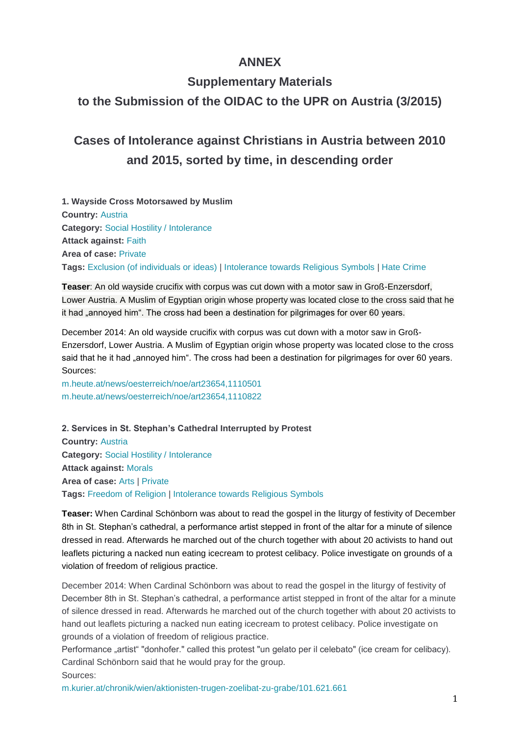# ANNEX

## Supplementary Materials

## to the Submission of the OIDAC to the UPR on Austria (3/2015)

## Cases of Intolerance against Christians in Austria between 2010 and 2015, sorted by time, in descending order

**1. Wayside Cross Motorsawed by Muslim**
**Country:** Austria
**Category:** Social Hostility / Intolerance
**Attack against:** Faith
**Area of case:** Private
**Tags:** Exclusion (of individuals or ideas) | Intolerance towards Religious Symbols | Hate Crime

**Teaser**: An old wayside crucifix with corpus was cut down with a motor saw in Groß-Enzersdorf, Lower Austria. A Muslim of Egyptian origin whose property was located close to the cross said that he it had „annoyed him". The cross had been a destination for pilgrimages for over 60 years.

December 2014: An old wayside crucifix with corpus was cut down with a motor saw in Groß-Enzersdorf, Lower Austria. A Muslim of Egyptian origin whose property was located close to the cross said that he it had „annoyed him". The cross had been a destination for pilgrimages for over 60 years.
Sources:
m.heute.at/news/oesterreich/noe/art23654,1110501
m.heute.at/news/oesterreich/noe/art23654,1110822

**2. Services in St. Stephan's Cathedral Interrupted by Protest**
**Country:** Austria
**Category:** Social Hostility / Intolerance
**Attack against:** Morals
**Area of case:** Arts | Private
**Tags:** Freedom of Religion | Intolerance towards Religious Symbols

**Teaser:** When Cardinal Schönborn was about to read the gospel in the liturgy of festivity of December 8th in St. Stephan's cathedral, a performance artist stepped in front of the altar for a minute of silence dressed in read. Afterwards he marched out of the church together with about 20 activists to hand out leaflets picturing a nacked nun eating icecream to protest celibacy. Police investigate on grounds of a violation of freedom of religious practice.

December 2014: When Cardinal Schönborn was about to read the gospel in the liturgy of festivity of December 8th in St. Stephan's cathedral, a performance artist stepped in front of the altar for a minute of silence dressed in read. Afterwards he marched out of the church together with about 20 activists to hand out leaflets picturing a nacked nun eating icecream to protest celibacy. Police investigate on grounds of a violation of freedom of religious practice.
Performance „artist" "donhofer." called this protest "un gelato per il celebato" (ice cream for celibacy). Cardinal Schönborn said that he would pray for the group.
Sources:
m.kurier.at/chronik/wien/aktionisten-trugen-zoelibat-zu-grabe/101.621.661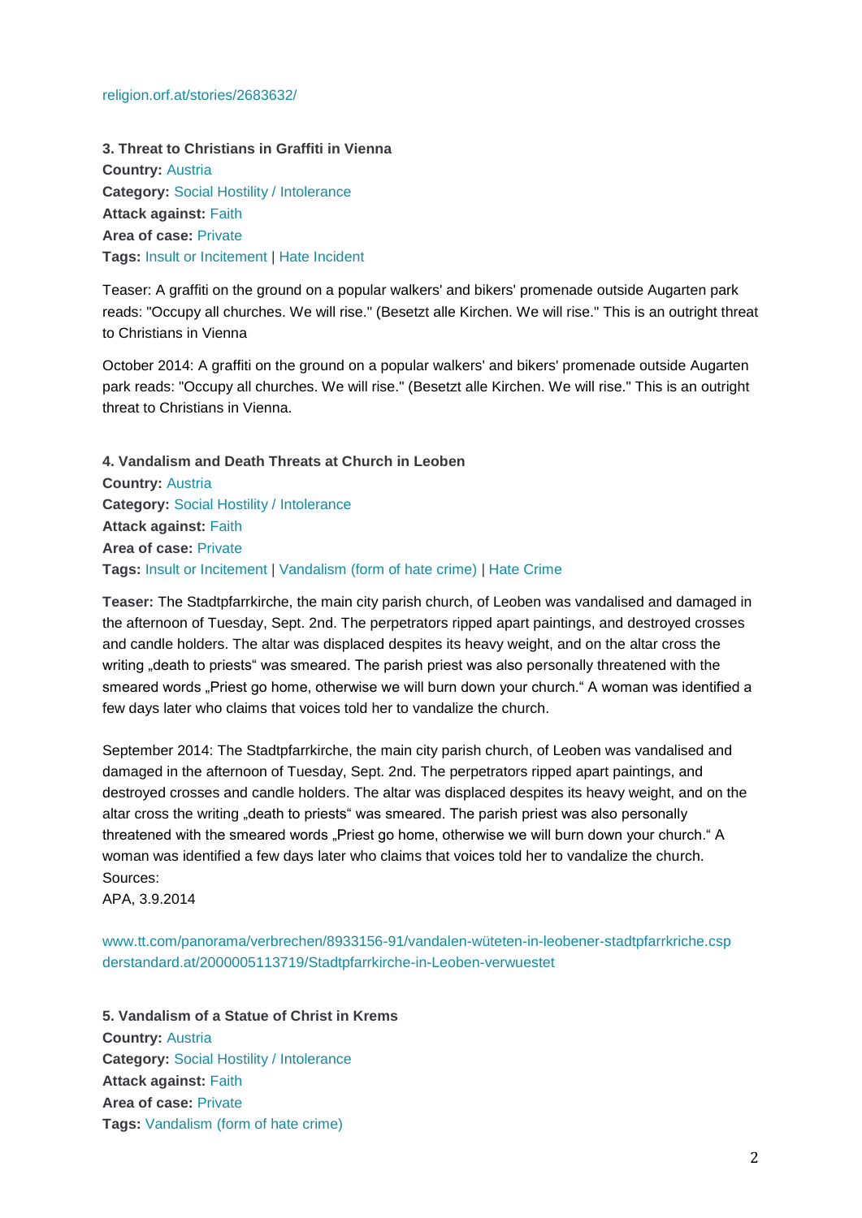religion.orf.at/stories/2683632/

**3. Threat to Christians in Graffiti in Vienna**
**Country:** Austria
**Category:** Social Hostility / Intolerance
**Attack against:** Faith
**Area of case:** Private
**Tags:** Insult or Incitement | Hate Incident

Teaser: A graffiti on the ground on a popular walkers' and bikers' promenade outside Augarten park reads: "Occupy all churches. We will rise." (Besetzt alle Kirchen. We will rise." This is an outright threat to Christians in Vienna

October 2014: A graffiti on the ground on a popular walkers' and bikers' promenade outside Augarten park reads: "Occupy all churches. We will rise." (Besetzt alle Kirchen. We will rise." This is an outright threat to Christians in Vienna.

**4. Vandalism and Death Threats at Church in Leoben**
**Country:** Austria
**Category:** Social Hostility / Intolerance
**Attack against:** Faith
**Area of case:** Private
**Tags:** Insult or Incitement | Vandalism (form of hate crime) | Hate Crime

**Teaser:** The Stadtpfarrkirche, the main city parish church, of Leoben was vandalised and damaged in the afternoon of Tuesday, Sept. 2nd. The perpetrators ripped apart paintings, and destroyed crosses and candle holders. The altar was displaced despites its heavy weight, and on the altar cross the writing „death to priests" was smeared. The parish priest was also personally threatened with the smeared words „Priest go home, otherwise we will burn down your church." A woman was identified a few days later who claims that voices told her to vandalize the church.

September 2014: The Stadtpfarrkirche, the main city parish church, of Leoben was vandalised and damaged in the afternoon of Tuesday, Sept. 2nd. The perpetrators ripped apart paintings, and destroyed crosses and candle holders. The altar was displaced despites its heavy weight, and on the altar cross the writing „death to priests" was smeared. The parish priest was also personally threatened with the smeared words „Priest go home, otherwise we will burn down your church." A woman was identified a few days later who claims that voices told her to vandalize the church.
Sources:
APA, 3.9.2014

www.tt.com/panorama/verbrechen/8933156-91/vandalen-wüteten-in-leobener-stadtpfarrkriche.csp
derstandard.at/2000005113719/Stadtpfarrkirche-in-Leoben-verwuestet

**5. Vandalism of a Statue of Christ in Krems**
**Country:** Austria
**Category:** Social Hostility / Intolerance
**Attack against:** Faith
**Area of case:** Private
**Tags:** Vandalism (form of hate crime)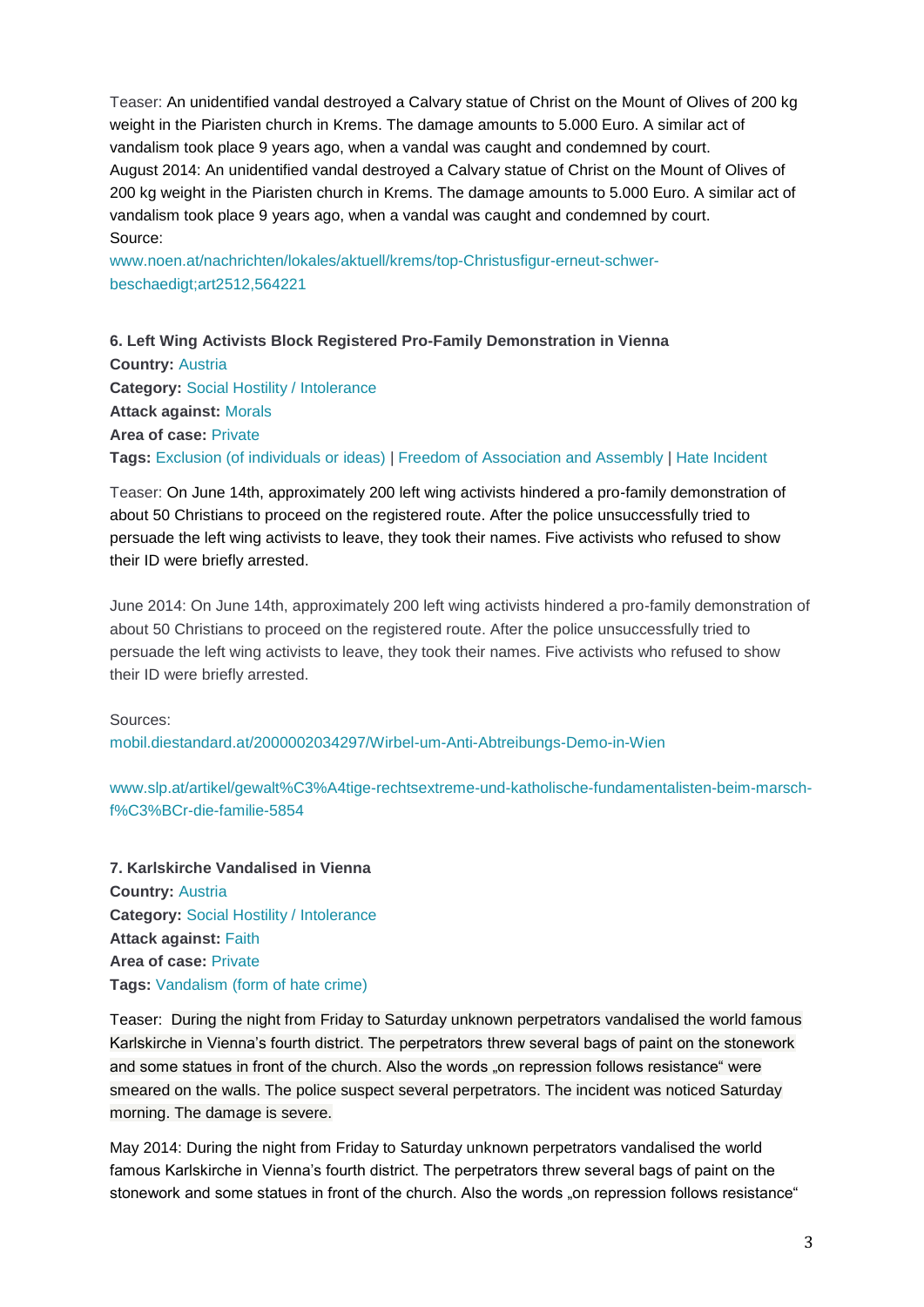Teaser: An unidentified vandal destroyed a Calvary statue of Christ on the Mount of Olives of 200 kg weight in the Piaristen church in Krems. The damage amounts to 5.000 Euro. A similar act of vandalism took place 9 years ago, when a vandal was caught and condemned by court.

August 2014: An unidentified vandal destroyed a Calvary statue of Christ on the Mount of Olives of 200 kg weight in the Piaristen church in Krems. The damage amounts to 5.000 Euro. A similar act of vandalism took place 9 years ago, when a vandal was caught and condemned by court.

Source:

www.noen.at/nachrichten/lokales/aktuell/krems/top-Christusfigur-erneut-schwer-beschaedigt;art2512,564221

**6. Left Wing Activists Block Registered Pro-Family Demonstration in Vienna**

**Country:** Austria

**Category:** Social Hostility / Intolerance

**Attack against:** Morals

**Area of case:** Private

**Tags:** Exclusion (of individuals or ideas) | Freedom of Association and Assembly | Hate Incident

Teaser: On June 14th, approximately 200 left wing activists hindered a pro-family demonstration of about 50 Christians to proceed on the registered route. After the police unsuccessfully tried to persuade the left wing activists to leave, they took their names. Five activists who refused to show their ID were briefly arrested.

June 2014: On June 14th, approximately 200 left wing activists hindered a pro-family demonstration of about 50 Christians to proceed on the registered route. After the police unsuccessfully tried to persuade the left wing activists to leave, they took their names. Five activists who refused to show their ID were briefly arrested.

Sources:

mobil.diestandard.at/2000002034297/Wirbel-um-Anti-Abtreibungs-Demo-in-Wien

www.slp.at/artikel/gewalt%C3%A4tige-rechtsextreme-und-katholische-fundamentalisten-beim-marsch-f%C3%BCr-die-familie-5854

**7. Karlskirche Vandalised in Vienna**

**Country:** Austria

**Category:** Social Hostility / Intolerance

**Attack against:** Faith

**Area of case:** Private

**Tags:** Vandalism (form of hate crime)

Teaser: During the night from Friday to Saturday unknown perpetrators vandalised the world famous Karlskirche in Vienna's fourth district. The perpetrators threw several bags of paint on the stonework and some statues in front of the church. Also the words „on repression follows resistance“ were smeared on the walls. The police suspect several perpetrators. The incident was noticed Saturday morning. The damage is severe.

May 2014: During the night from Friday to Saturday unknown perpetrators vandalised the world famous Karlskirche in Vienna's fourth district. The perpetrators threw several bags of paint on the stonework and some statues in front of the church. Also the words „on repression follows resistance“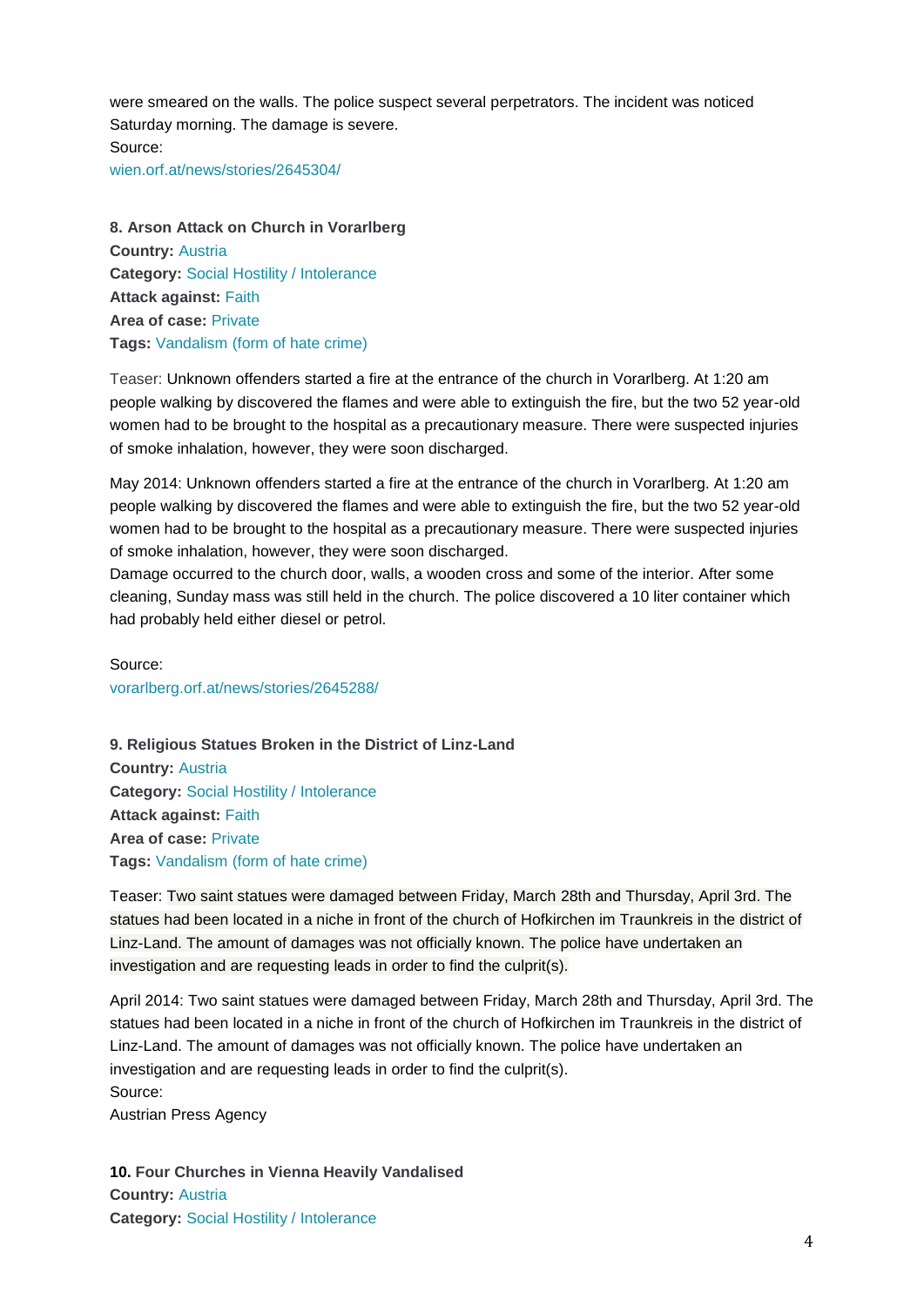were smeared on the walls. The police suspect several perpetrators. The incident was noticed Saturday morning. The damage is severe.
Source:
wien.orf.at/news/stories/2645304/

**8. Arson Attack on Church in Vorarlberg**
**Country:** Austria
**Category:** Social Hostility / Intolerance
**Attack against:** Faith
**Area of case:** Private
**Tags:** Vandalism (form of hate crime)

Teaser: Unknown offenders started a fire at the entrance of the church in Vorarlberg. At 1:20 am people walking by discovered the flames and were able to extinguish the fire, but the two 52 year-old women had to be brought to the hospital as a precautionary measure. There were suspected injuries of smoke inhalation, however, they were soon discharged.

May 2014: Unknown offenders started a fire at the entrance of the church in Vorarlberg. At 1:20 am people walking by discovered the flames and were able to extinguish the fire, but the two 52 year-old women had to be brought to the hospital as a precautionary measure. There were suspected injuries of smoke inhalation, however, they were soon discharged.
Damage occurred to the church door, walls, a wooden cross and some of the interior. After some cleaning, Sunday mass was still held in the church. The police discovered a 10 liter container which had probably held either diesel or petrol.

Source:
vorarlberg.orf.at/news/stories/2645288/

**9. Religious Statues Broken in the District of Linz-Land**
**Country:** Austria
**Category:** Social Hostility / Intolerance
**Attack against:** Faith
**Area of case:** Private
**Tags:** Vandalism (form of hate crime)

Teaser: Two saint statues were damaged between Friday, March 28th and Thursday, April 3rd. The statues had been located in a niche in front of the church of Hofkirchen im Traunkreis in the district of Linz-Land. The amount of damages was not officially known. The police have undertaken an investigation and are requesting leads in order to find the culprit(s).

April 2014: Two saint statues were damaged between Friday, March 28th and Thursday, April 3rd. The statues had been located in a niche in front of the church of Hofkirchen im Traunkreis in the district of Linz-Land. The amount of damages was not officially known. The police have undertaken an investigation and are requesting leads in order to find the culprit(s).
Source:
Austrian Press Agency

**10. Four Churches in Vienna Heavily Vandalised**
**Country:** Austria
**Category:** Social Hostility / Intolerance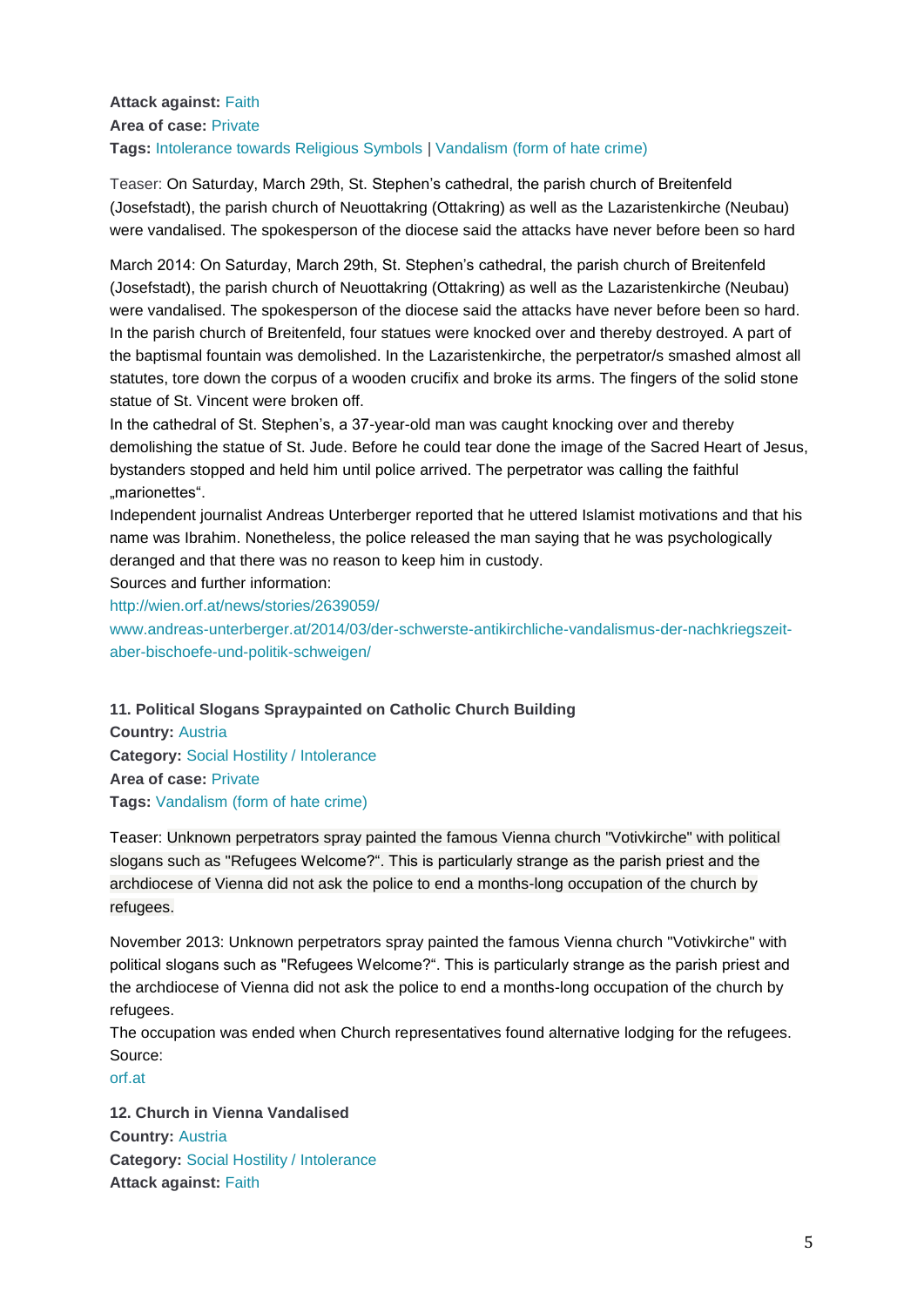**Attack against:** Faith
**Area of case:** Private
**Tags:** Intolerance towards Religious Symbols | Vandalism (form of hate crime)

Teaser: On Saturday, March 29th, St. Stephen's cathedral, the parish church of Breitenfeld (Josefstadt), the parish church of Neuottakring (Ottakring) as well as the Lazaristenkirche (Neubau) were vandalised. The spokesperson of the diocese said the attacks have never before been so hard

March 2014: On Saturday, March 29th, St. Stephen's cathedral, the parish church of Breitenfeld (Josefstadt), the parish church of Neuottakring (Ottakring) as well as the Lazaristenkirche (Neubau) were vandalised. The spokesperson of the diocese said the attacks have never before been so hard. In the parish church of Breitenfeld, four statues were knocked over and thereby destroyed. A part of the baptismal fountain was demolished. In the Lazaristenkirche, the perpetrator/s smashed almost all statutes, tore down the corpus of a wooden crucifix and broke its arms. The fingers of the solid stone statue of St. Vincent were broken off.
In the cathedral of St. Stephen's, a 37-year-old man was caught knocking over and thereby demolishing the statue of St. Jude. Before he could tear done the image of the Sacred Heart of Jesus, bystanders stopped and held him until police arrived. The perpetrator was calling the faithful „marionettes".
Independent journalist Andreas Unterberger reported that he uttered Islamist motivations and that his name was Ibrahim. Nonetheless, the police released the man saying that he was psychologically deranged and that there was no reason to keep him in custody.
Sources and further information:
http://wien.orf.at/news/stories/2639059/
www.andreas-unterberger.at/2014/03/der-schwerste-antikirchliche-vandalismus-der-nachkriegszeit-aber-bischoefe-und-politik-schweigen/

**11. Political Slogans Spraypainted on Catholic Church Building**
**Country:** Austria
**Category:** Social Hostility / Intolerance
**Area of case:** Private
**Tags:** Vandalism (form of hate crime)

Teaser: Unknown perpetrators spray painted the famous Vienna church "Votivkirche" with political slogans such as "Refugees Welcome?". This is particularly strange as the parish priest and the archdiocese of Vienna did not ask the police to end a months-long occupation of the church by refugees.

November 2013: Unknown perpetrators spray painted the famous Vienna church "Votivkirche" with political slogans such as "Refugees Welcome?". This is particularly strange as the parish priest and the archdiocese of Vienna did not ask the police to end a months-long occupation of the church by refugees.
The occupation was ended when Church representatives found alternative lodging for the refugees.
Source:
orf.at

**12. Church in Vienna Vandalised**
**Country:** Austria
**Category:** Social Hostility / Intolerance
**Attack against:** Faith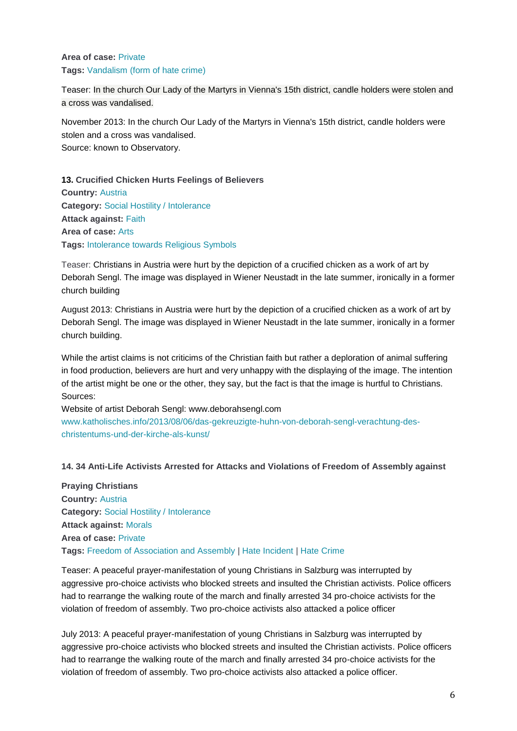**Area of case:** Private
**Tags:** Vandalism (form of hate crime)

Teaser: In the church Our Lady of the Martyrs in Vienna's 15th district, candle holders were stolen and a cross was vandalised.

November 2013: In the church Our Lady of the Martyrs in Vienna's 15th district, candle holders were stolen and a cross was vandalised.
Source: known to Observatory.

**13. Crucified Chicken Hurts Feelings of Believers**
**Country:** Austria
**Category:** Social Hostility / Intolerance
**Attack against:** Faith
**Area of case:** Arts
**Tags:** Intolerance towards Religious Symbols

Teaser: Christians in Austria were hurt by the depiction of a crucified chicken as a work of art by Deborah Sengl. The image was displayed in Wiener Neustadt in the late summer, ironically in a former church building

August 2013: Christians in Austria were hurt by the depiction of a crucified chicken as a work of art by Deborah Sengl. The image was displayed in Wiener Neustadt in the late summer, ironically in a former church building.

While the artist claims is not criticims of the Christian faith but rather a deploration of animal suffering in food production, believers are hurt and very unhappy with the displaying of the image. The intention of the artist might be one or the other, they say, but the fact is that the image is hurtful to Christians.
Sources:
Website of artist Deborah Sengl: www.deborahsengl.com
www.katholisches.info/2013/08/06/das-gekreuzigte-huhn-von-deborah-sengl-verachtung-des-christentums-und-der-kirche-als-kunst/

**14. 34 Anti-Life Activists Arrested for Attacks and Violations of Freedom of Assembly against Praying Christians**
**Country:** Austria
**Category:** Social Hostility / Intolerance
**Attack against:** Morals
**Area of case:** Private
**Tags:** Freedom of Association and Assembly | Hate Incident | Hate Crime

Teaser: A peaceful prayer-manifestation of young Christians in Salzburg was interrupted by aggressive pro-choice activists who blocked streets and insulted the Christian activists. Police officers had to rearrange the walking route of the march and finally arrested 34 pro-choice activists for the violation of freedom of assembly. Two pro-choice activists also attacked a police officer

July 2013: A peaceful prayer-manifestation of young Christians in Salzburg was interrupted by aggressive pro-choice activists who blocked streets and insulted the Christian activists. Police officers had to rearrange the walking route of the march and finally arrested 34 pro-choice activists for the violation of freedom of assembly. Two pro-choice activists also attacked a police officer.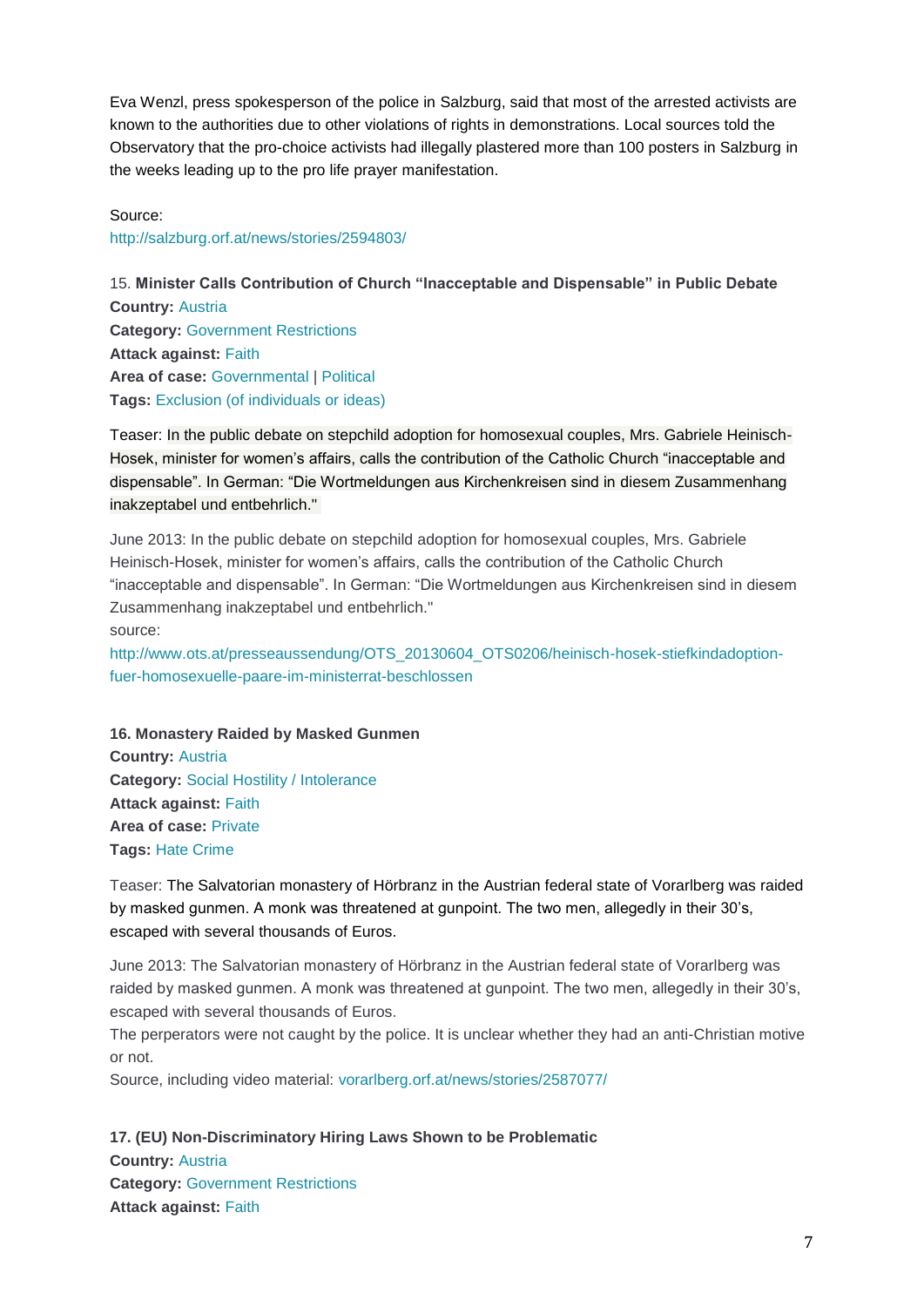Eva Wenzl, press spokesperson of the police in Salzburg, said that most of the arrested activists are known to the authorities due to other violations of rights in demonstrations. Local sources told the Observatory that the pro-choice activists had illegally plastered more than 100 posters in Salzburg in the weeks leading up to the pro life prayer manifestation.

Source:
http://salzburg.orf.at/news/stories/2594803/

15. **Minister Calls Contribution of Church "Inacceptable and Dispensable" in Public Debate**
**Country:** Austria
**Category:** Government Restrictions
**Attack against:** Faith
**Area of case:** Governmental | Political
**Tags:** Exclusion (of individuals or ideas)

Teaser: In the public debate on stepchild adoption for homosexual couples, Mrs. Gabriele Heinisch-Hosek, minister for women's affairs, calls the contribution of the Catholic Church "inacceptable and dispensable". In German: "Die Wortmeldungen aus Kirchenkreisen sind in diesem Zusammenhang inakzeptabel und entbehrlich."

June 2013: In the public debate on stepchild adoption for homosexual couples, Mrs. Gabriele Heinisch-Hosek, minister for women's affairs, calls the contribution of the Catholic Church "inacceptable and dispensable". In German: "Die Wortmeldungen aus Kirchenkreisen sind in diesem Zusammenhang inakzeptabel und entbehrlich."
source:
http://www.ots.at/presseaussendung/OTS_20130604_OTS0206/heinisch-hosek-stiefkindadoption-fuer-homosexuelle-paare-im-ministerrat-beschlossen

**16. Monastery Raided by Masked Gunmen**
**Country:** Austria
**Category:** Social Hostility / Intolerance
**Attack against:** Faith
**Area of case:** Private
**Tags:** Hate Crime

Teaser: The Salvatorian monastery of Hörbranz in the Austrian federal state of Vorarlberg was raided by masked gunmen. A monk was threatened at gunpoint. The two men, allegedly in their 30's, escaped with several thousands of Euros.

June 2013: The Salvatorian monastery of Hörbranz in the Austrian federal state of Vorarlberg was raided by masked gunmen. A monk was threatened at gunpoint. The two men, allegedly in their 30's, escaped with several thousands of Euros.
The perperators were not caught by the police. It is unclear whether they had an anti-Christian motive or not.
Source, including video material: vorarlberg.orf.at/news/stories/2587077/

**17. (EU) Non-Discriminatory Hiring Laws Shown to be Problematic**
**Country:** Austria
**Category:** Government Restrictions
**Attack against:** Faith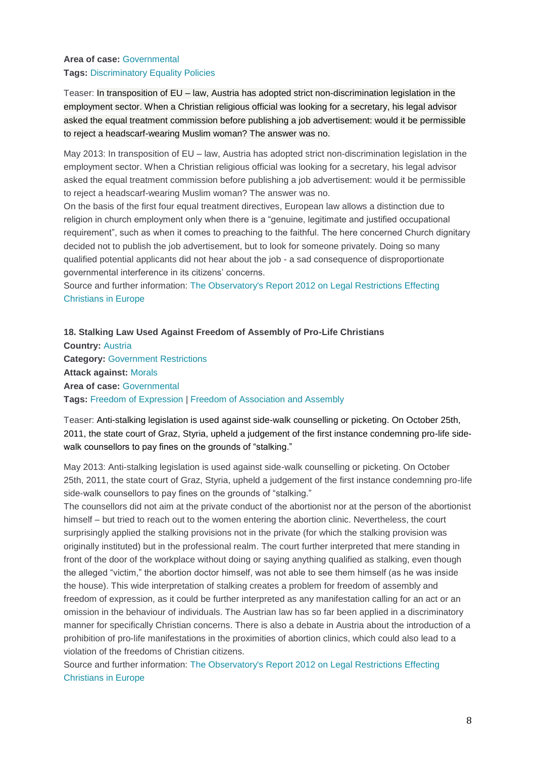**Area of case:** Governmental
**Tags:** Discriminatory Equality Policies

Teaser: In transposition of EU – law, Austria has adopted strict non-discrimination legislation in the employment sector. When a Christian religious official was looking for a secretary, his legal advisor asked the equal treatment commission before publishing a job advertisement: would it be permissible to reject a headscarf-wearing Muslim woman? The answer was no.

May 2013: In transposition of EU – law, Austria has adopted strict non-discrimination legislation in the employment sector. When a Christian religious official was looking for a secretary, his legal advisor asked the equal treatment commission before publishing a job advertisement: would it be permissible to reject a headscarf-wearing Muslim woman? The answer was no.
On the basis of the first four equal treatment directives, European law allows a distinction due to religion in church employment only when there is a "genuine, legitimate and justified occupational requirement", such as when it comes to preaching to the faithful. The here concerned Church dignitary decided not to publish the job advertisement, but to look for someone privately. Doing so many qualified potential applicants did not hear about the job - a sad consequence of disproportionate governmental interference in its citizens' concerns.
Source and further information: The Observatory's Report 2012 on Legal Restrictions Effecting Christians in Europe

**18. Stalking Law Used Against Freedom of Assembly of Pro-Life Christians**
**Country:** Austria
**Category:** Government Restrictions
**Attack against:** Morals
**Area of case:** Governmental
**Tags:** Freedom of Expression | Freedom of Association and Assembly

Teaser: Anti-stalking legislation is used against side-walk counselling or picketing. On October 25th, 2011, the state court of Graz, Styria, upheld a judgement of the first instance condemning pro-life side-walk counsellors to pay fines on the grounds of "stalking."

May 2013: Anti-stalking legislation is used against side-walk counselling or picketing. On October 25th, 2011, the state court of Graz, Styria, upheld a judgement of the first instance condemning pro-life side-walk counsellors to pay fines on the grounds of "stalking."
The counsellors did not aim at the private conduct of the abortionist nor at the person of the abortionist himself – but tried to reach out to the women entering the abortion clinic. Nevertheless, the court surprisingly applied the stalking provisions not in the private (for which the stalking provision was originally instituted) but in the professional realm. The court further interpreted that mere standing in front of the door of the workplace without doing or saying anything qualified as stalking, even though the alleged "victim," the abortion doctor himself, was not able to see them himself (as he was inside the house). This wide interpretation of stalking creates a problem for freedom of assembly and freedom of expression, as it could be further interpreted as any manifestation calling for an act or an omission in the behaviour of individuals. The Austrian law has so far been applied in a discriminatory manner for specifically Christian concerns. There is also a debate in Austria about the introduction of a prohibition of pro-life manifestations in the proximities of abortion clinics, which could also lead to a violation of the freedoms of Christian citizens.
Source and further information: The Observatory's Report 2012 on Legal Restrictions Effecting Christians in Europe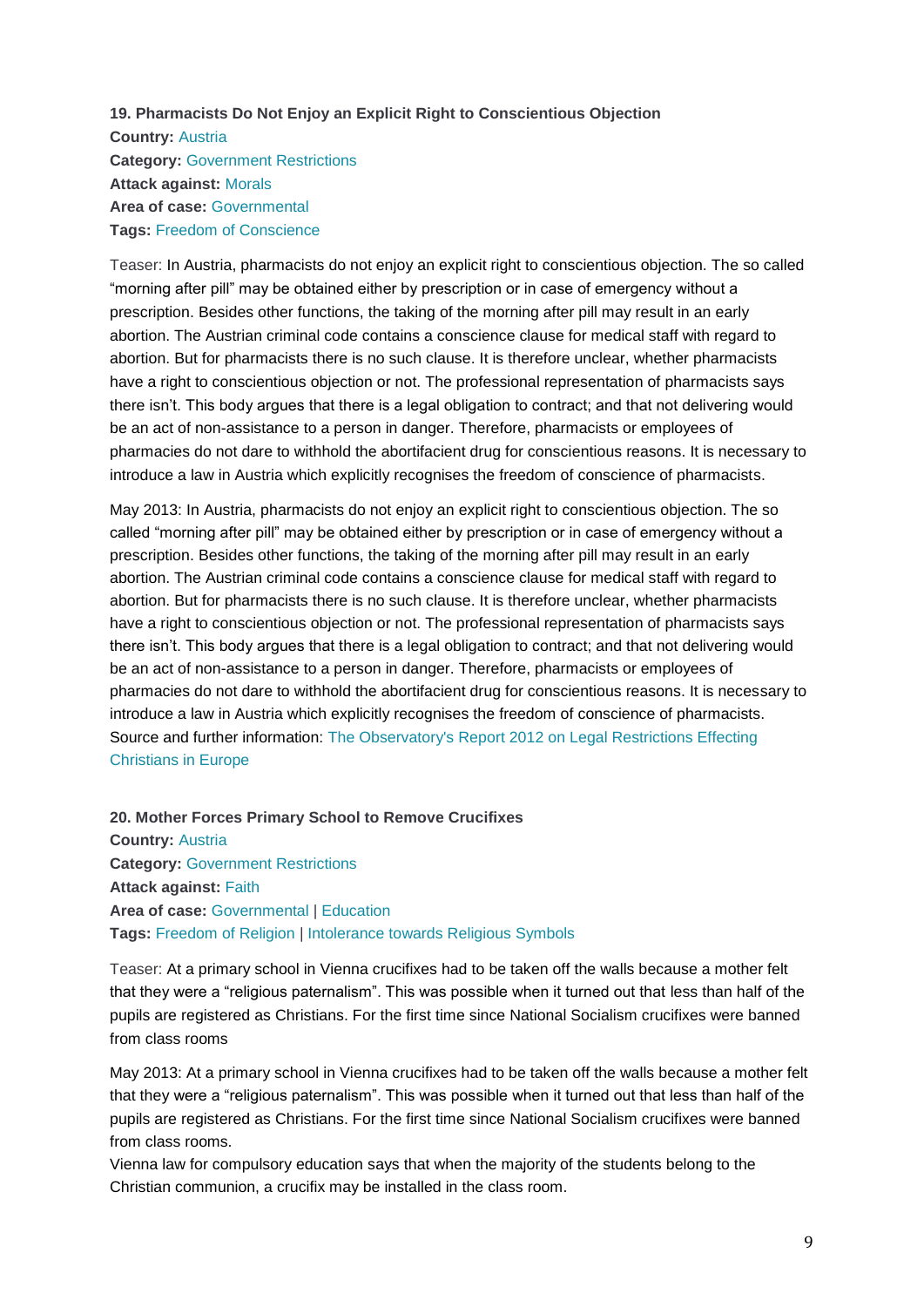**19. Pharmacists Do Not Enjoy an Explicit Right to Conscientious Objection**

**Country:** Austria

**Category:** Government Restrictions

**Attack against:** Morals

**Area of case:** Governmental

**Tags:** Freedom of Conscience

Teaser: In Austria, pharmacists do not enjoy an explicit right to conscientious objection. The so called "morning after pill" may be obtained either by prescription or in case of emergency without a prescription. Besides other functions, the taking of the morning after pill may result in an early abortion. The Austrian criminal code contains a conscience clause for medical staff with regard to abortion. But for pharmacists there is no such clause. It is therefore unclear, whether pharmacists have a right to conscientious objection or not. The professional representation of pharmacists says there isn't. This body argues that there is a legal obligation to contract; and that not delivering would be an act of non-assistance to a person in danger. Therefore, pharmacists or employees of pharmacies do not dare to withhold the abortifacient drug for conscientious reasons. It is necessary to introduce a law in Austria which explicitly recognises the freedom of conscience of pharmacists.

May 2013: In Austria, pharmacists do not enjoy an explicit right to conscientious objection. The so called "morning after pill" may be obtained either by prescription or in case of emergency without a prescription. Besides other functions, the taking of the morning after pill may result in an early abortion. The Austrian criminal code contains a conscience clause for medical staff with regard to abortion. But for pharmacists there is no such clause. It is therefore unclear, whether pharmacists have a right to conscientious objection or not. The professional representation of pharmacists says there isn't. This body argues that there is a legal obligation to contract; and that not delivering would be an act of non-assistance to a person in danger. Therefore, pharmacists or employees of pharmacies do not dare to withhold the abortifacient drug for conscientious reasons. It is necessary to introduce a law in Austria which explicitly recognises the freedom of conscience of pharmacists.
Source and further information: The Observatory's Report 2012 on Legal Restrictions Effecting Christians in Europe

**20. Mother Forces Primary School to Remove Crucifixes**

**Country:** Austria

**Category:** Government Restrictions

**Attack against:** Faith

**Area of case:** Governmental | Education

**Tags:** Freedom of Religion | Intolerance towards Religious Symbols

Teaser: At a primary school in Vienna crucifixes had to be taken off the walls because a mother felt that they were a "religious paternalism". This was possible when it turned out that less than half of the pupils are registered as Christians. For the first time since National Socialism crucifixes were banned from class rooms

May 2013: At a primary school in Vienna crucifixes had to be taken off the walls because a mother felt that they were a "religious paternalism". This was possible when it turned out that less than half of the pupils are registered as Christians. For the first time since National Socialism crucifixes were banned from class rooms.
Vienna law for compulsory education says that when the majority of the students belong to the Christian communion, a crucifix may be installed in the class room.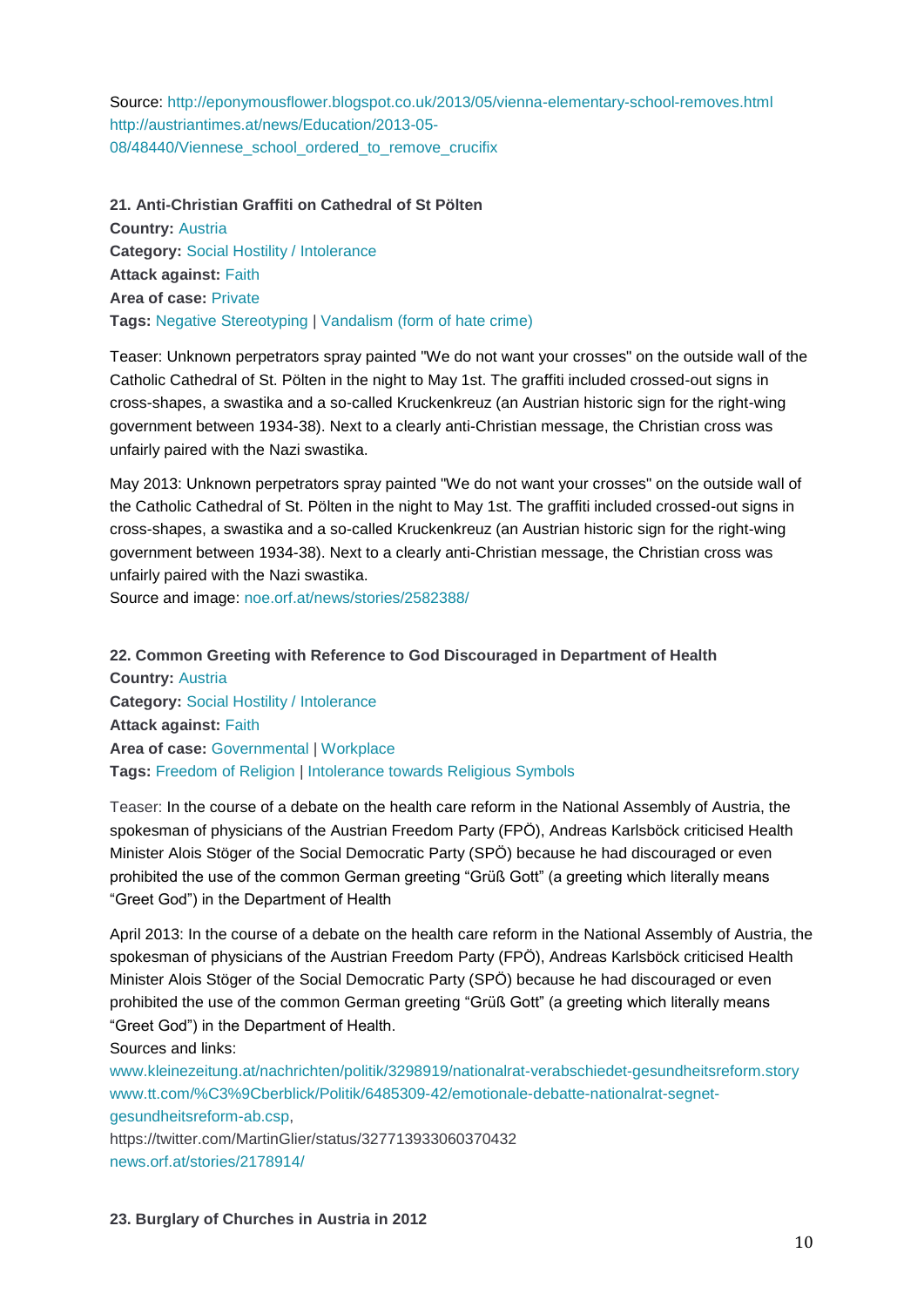Source: http://eponymousflower.blogspot.co.uk/2013/05/vienna-elementary-school-removes.html
http://austriantimes.at/news/Education/2013-05-08/48440/Viennese_school_ordered_to_remove_crucifix

**21. Anti-Christian Graffiti on Cathedral of St Pölten**
**Country:** Austria
**Category:** Social Hostility / Intolerance
**Attack against:** Faith
**Area of case:** Private
**Tags:** Negative Stereotyping | Vandalism (form of hate crime)

Teaser: Unknown perpetrators spray painted "We do not want your crosses" on the outside wall of the Catholic Cathedral of St. Pölten in the night to May 1st. The graffiti included crossed-out signs in cross-shapes, a swastika and a so-called Kruckenkreuz (an Austrian historic sign for the right-wing government between 1934-38). Next to a clearly anti-Christian message, the Christian cross was unfairly paired with the Nazi swastika.

May 2013: Unknown perpetrators spray painted "We do not want your crosses" on the outside wall of the Catholic Cathedral of St. Pölten in the night to May 1st. The graffiti included crossed-out signs in cross-shapes, a swastika and a so-called Kruckenkreuz (an Austrian historic sign for the right-wing government between 1934-38). Next to a clearly anti-Christian message, the Christian cross was unfairly paired with the Nazi swastika.
Source and image: noe.orf.at/news/stories/2582388/

**22. Common Greeting with Reference to God Discouraged in Department of Health**
**Country:** Austria
**Category:** Social Hostility / Intolerance
**Attack against:** Faith
**Area of case:** Governmental | Workplace
**Tags:** Freedom of Religion | Intolerance towards Religious Symbols

Teaser: In the course of a debate on the health care reform in the National Assembly of Austria, the spokesman of physicians of the Austrian Freedom Party (FPÖ), Andreas Karlsböck criticised Health Minister Alois Stöger of the Social Democratic Party (SPÖ) because he had discouraged or even prohibited the use of the common German greeting "Grüß Gott" (a greeting which literally means "Greet God") in the Department of Health

April 2013: In the course of a debate on the health care reform in the National Assembly of Austria, the spokesman of physicians of the Austrian Freedom Party (FPÖ), Andreas Karlsböck criticised Health Minister Alois Stöger of the Social Democratic Party (SPÖ) because he had discouraged or even prohibited the use of the common German greeting "Grüß Gott" (a greeting which literally means "Greet God") in the Department of Health.
Sources and links:
www.kleinezeitung.at/nachrichten/politik/3298919/nationalrat-verabschiedet-gesundheitsreform.story
www.tt.com/%C3%9Cberblick/Politik/6485309-42/emotionale-debatte-nationalrat-segnet-gesundheitsreform-ab.csp,
https://twitter.com/MartinGlier/status/327713933060370432
news.orf.at/stories/2178914/

**23. Burglary of Churches in Austria in 2012**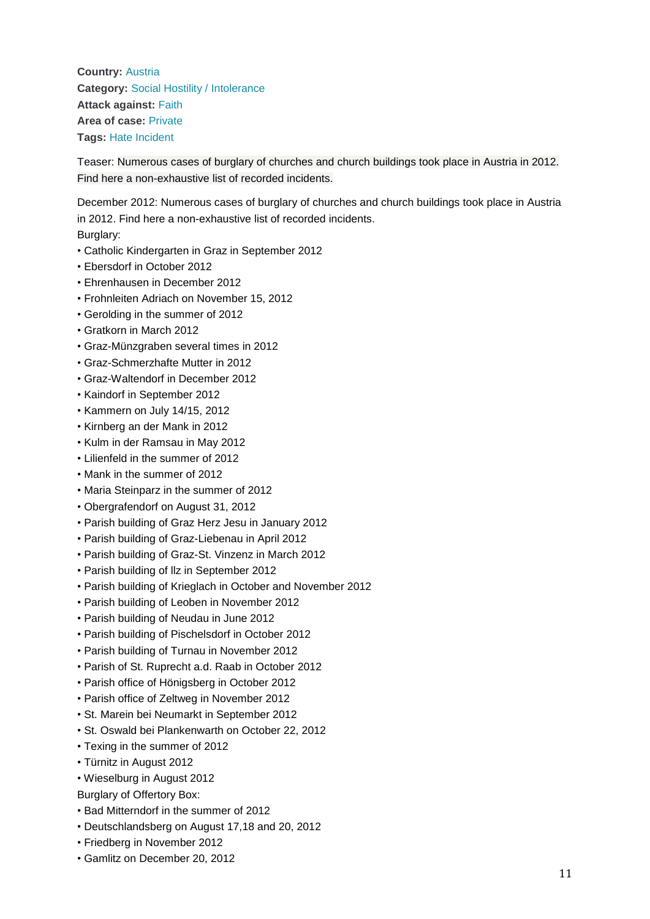**Country:** Austria
**Category:** Social Hostility / Intolerance
**Attack against:** Faith
**Area of case:** Private
**Tags:** Hate Incident

Teaser: Numerous cases of burglary of churches and church buildings took place in Austria in 2012. Find here a non-exhaustive list of recorded incidents.

December 2012: Numerous cases of burglary of churches and church buildings took place in Austria in 2012. Find here a non-exhaustive list of recorded incidents.

Burglary:

- Catholic Kindergarten in Graz in September 2012
- Ebersdorf in October 2012
- Ehrenhausen in December 2012
- Frohnleiten Adriach on November 15, 2012
- Gerolding in the summer of 2012
- Gratkorn in March 2012
- Graz-Münzgraben several times in 2012
- Graz-Schmerzhafte Mutter in 2012
- Graz-Waltendorf in December 2012
- Kaindorf in September 2012
- Kammern on July 14/15, 2012
- Kirnberg an der Mank in 2012
- Kulm in der Ramsau in May 2012
- Lilienfeld in the summer of 2012
- Mank in the summer of 2012
- Maria Steinparz in the summer of 2012
- Obergrafendorf on August 31, 2012
- Parish building of Graz Herz Jesu in January 2012
- Parish building of Graz-Liebenau in April 2012
- Parish building of Graz-St. Vinzenz in March 2012
- Parish building of Ilz in September 2012
- Parish building of Krieglach in October and November 2012
- Parish building of Leoben in November 2012
- Parish building of Neudau in June 2012
- Parish building of Pischelsdorf in October 2012
- Parish building of Turnau in November 2012
- Parish of St. Ruprecht a.d. Raab in October 2012
- Parish office of Hönigsberg in October 2012
- Parish office of Zeltweg in November 2012
- St. Marein bei Neumarkt in September 2012
- St. Oswald bei Plankenwarth on October 22, 2012
- Texing in the summer of 2012
- Türnitz in August 2012
- Wieselburg in August 2012

Burglary of Offertory Box:

- Bad Mitterndorf in the summer of 2012
- Deutschlandsberg on August 17,18 and 20, 2012
- Friedberg in November 2012
- Gamlitz on December 20, 2012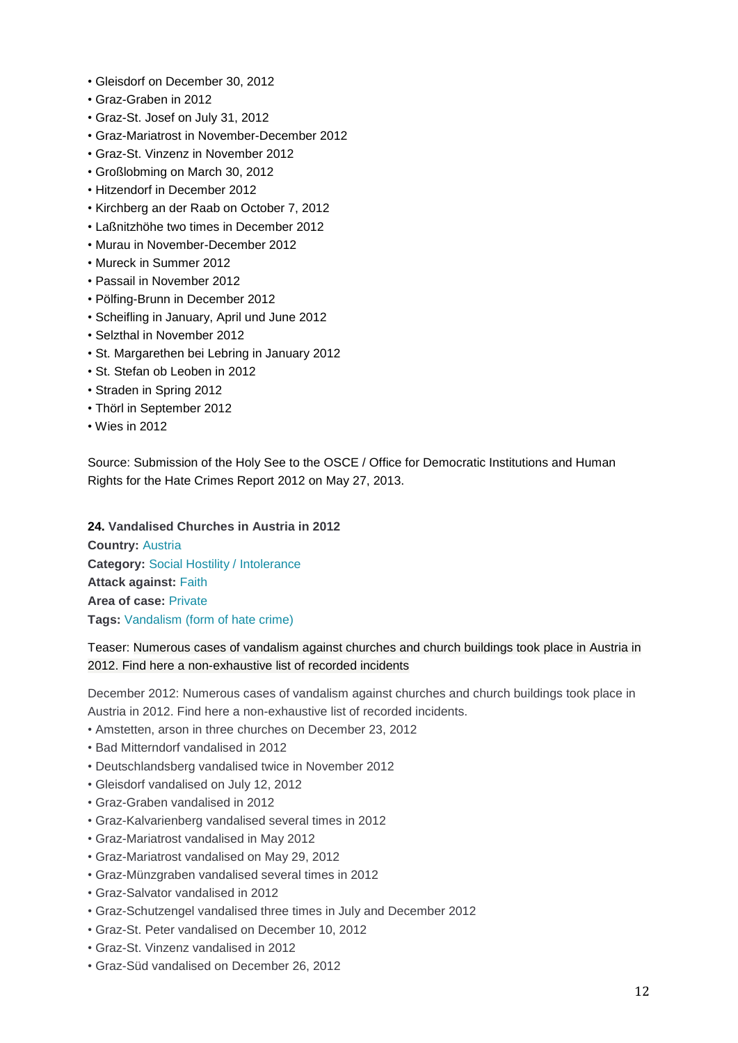- Gleisdorf on December 30, 2012
- Graz-Graben in 2012
- Graz-St. Josef on July 31, 2012
- Graz-Mariatrost in November-December 2012
- Graz-St. Vinzenz in November 2012
- Großlobming on March 30, 2012
- Hitzendorf in December 2012
- Kirchberg an der Raab on October 7, 2012
- Laßnitzhöhe two times in December 2012
- Murau in November-December 2012
- Mureck in Summer 2012
- Passail in November 2012
- Pölfing-Brunn in December 2012
- Scheifling in January, April und June 2012
- Selzthal in November 2012
- St. Margarethen bei Lebring in January 2012
- St. Stefan ob Leoben in 2012
- Straden in Spring 2012
- Thörl in September 2012
- Wies in 2012

Source: Submission of the Holy See to the OSCE / Office for Democratic Institutions and Human Rights for the Hate Crimes Report 2012 on May 27, 2013.

**24. Vandalised Churches in Austria in 2012**

**Country:** Austria

**Category:** Social Hostility / Intolerance

**Attack against:** Faith

**Area of case:** Private

**Tags:** Vandalism (form of hate crime)

Teaser: Numerous cases of vandalism against churches and church buildings took place in Austria in 2012. Find here a non-exhaustive list of recorded incidents

December 2012: Numerous cases of vandalism against churches and church buildings took place in Austria in 2012. Find here a non-exhaustive list of recorded incidents.

- Amstetten, arson in three churches on December 23, 2012
- Bad Mitterndorf vandalised in 2012
- Deutschlandsberg vandalised twice in November 2012
- Gleisdorf vandalised on July 12, 2012
- Graz-Graben vandalised in 2012
- Graz-Kalvarienberg vandalised several times in 2012
- Graz-Mariatrost vandalised in May 2012
- Graz-Mariatrost vandalised on May 29, 2012
- Graz-Münzgraben vandalised several times in 2012
- Graz-Salvator vandalised in 2012
- Graz-Schutzengel vandalised three times in July and December 2012
- Graz-St. Peter vandalised on December 10, 2012
- Graz-St. Vinzenz vandalised in 2012
- Graz-Süd vandalised on December 26, 2012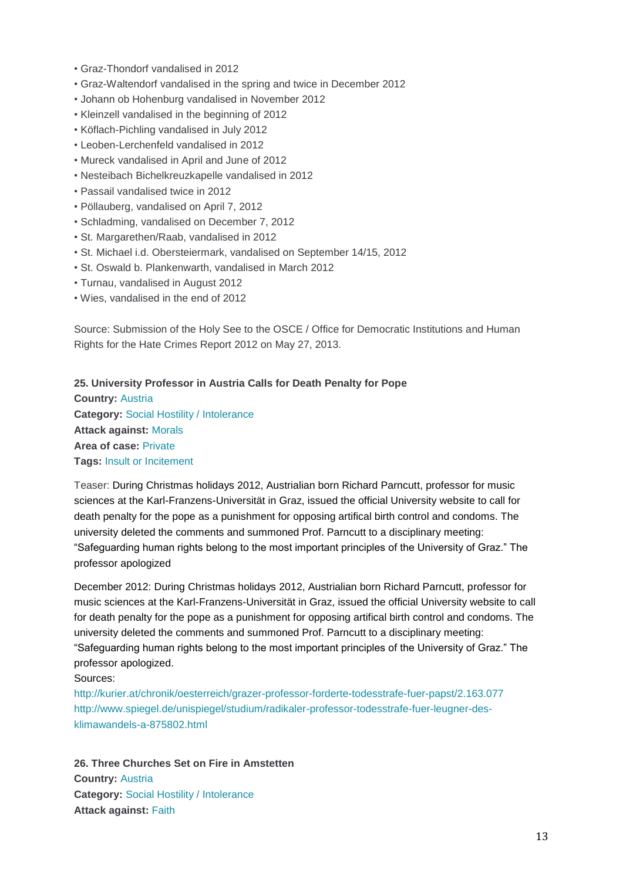- Graz-Thondorf vandalised in 2012
- Graz-Waltendorf vandalised in the spring and twice in December 2012
- Johann ob Hohenburg vandalised in November 2012
- Kleinzell vandalised in the beginning of 2012
- Köflach-Pichling vandalised in July 2012
- Leoben-Lerchenfeld vandalised in 2012
- Mureck vandalised in April and June of 2012
- Nesteibach Bichelkreuzkapelle vandalised in 2012
- Passail vandalised twice in 2012
- Pöllauberg, vandalised on April 7, 2012
- Schladming, vandalised on December 7, 2012
- St. Margarethen/Raab, vandalised in 2012
- St. Michael i.d. Obersteiermark, vandalised on September 14/15, 2012
- St. Oswald b. Plankenwarth, vandalised in March 2012
- Turnau, vandalised in August 2012
- Wies, vandalised in the end of 2012

Source: Submission of the Holy See to the OSCE / Office for Democratic Institutions and Human Rights for the Hate Crimes Report 2012 on May 27, 2013.

**25. University Professor in Austria Calls for Death Penalty for Pope**
**Country:** Austria
**Category:** Social Hostility / Intolerance
**Attack against:** Morals
**Area of case:** Private
**Tags:** Insult or Incitement

Teaser: During Christmas holidays 2012, Austrialian born Richard Parncutt, professor for music sciences at the Karl-Franzens-Universität in Graz, issued the official University website to call for death penalty for the pope as a punishment for opposing artifical birth control and condoms. The university deleted the comments and summoned Prof. Parncutt to a disciplinary meeting: "Safeguarding human rights belong to the most important principles of the University of Graz." The professor apologized

December 2012: During Christmas holidays 2012, Austrialian born Richard Parncutt, professor for music sciences at the Karl-Franzens-Universität in Graz, issued the official University website to call for death penalty for the pope as a punishment for opposing artifical birth control and condoms. The university deleted the comments and summoned Prof. Parncutt to a disciplinary meeting: "Safeguarding human rights belong to the most important principles of the University of Graz." The professor apologized.
Sources:
http://kurier.at/chronik/oesterreich/grazer-professor-forderte-todesstrafe-fuer-papst/2.163.077
http://www.spiegel.de/unispiegel/studium/radikaler-professor-todesstrafe-fuer-leugner-des-klimawandels-a-875802.html

**26. Three Churches Set on Fire in Amstetten**
**Country:** Austria
**Category:** Social Hostility / Intolerance
**Attack against:** Faith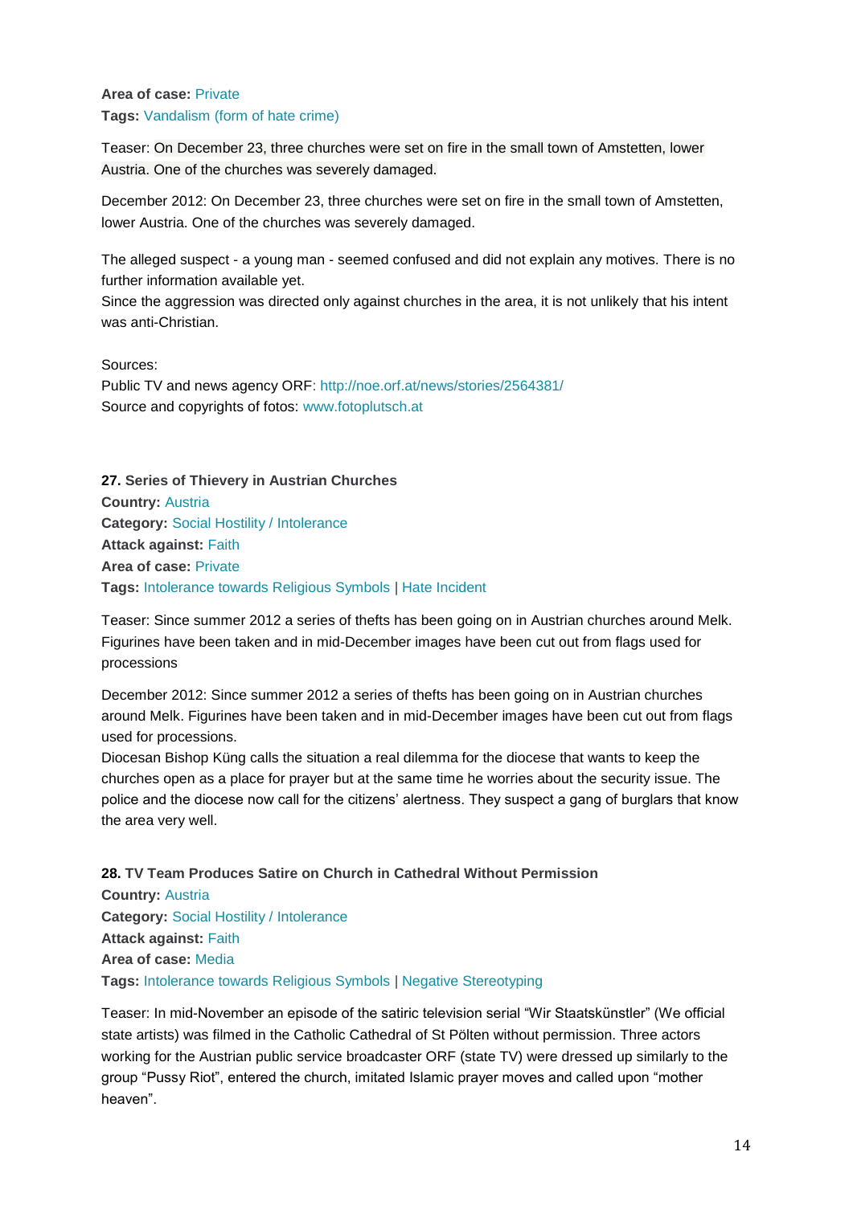**Area of case:** Private
**Tags:** Vandalism (form of hate crime)

Teaser: On December 23, three churches were set on fire in the small town of Amstetten, lower Austria. One of the churches was severely damaged.

December 2012: On December 23, three churches were set on fire in the small town of Amstetten, lower Austria. One of the churches was severely damaged.

The alleged suspect - a young man - seemed confused and did not explain any motives. There is no further information available yet.
Since the aggression was directed only against churches in the area, it is not unlikely that his intent was anti-Christian.

Sources:
Public TV and news agency ORF: http://noe.orf.at/news/stories/2564381/
Source and copyrights of fotos: www.fotoplutsch.at

**27. Series of Thievery in Austrian Churches**
**Country:** Austria
**Category:** Social Hostility / Intolerance
**Attack against:** Faith
**Area of case:** Private
**Tags:** Intolerance towards Religious Symbols | Hate Incident

Teaser: Since summer 2012 a series of thefts has been going on in Austrian churches around Melk. Figurines have been taken and in mid-December images have been cut out from flags used for processions

December 2012: Since summer 2012 a series of thefts has been going on in Austrian churches around Melk. Figurines have been taken and in mid-December images have been cut out from flags used for processions.
Diocesan Bishop Küng calls the situation a real dilemma for the diocese that wants to keep the churches open as a place for prayer but at the same time he worries about the security issue. The police and the diocese now call for the citizens' alertness. They suspect a gang of burglars that know the area very well.

**28. TV Team Produces Satire on Church in Cathedral Without Permission**
**Country:** Austria
**Category:** Social Hostility / Intolerance
**Attack against:** Faith
**Area of case:** Media
**Tags:** Intolerance towards Religious Symbols | Negative Stereotyping

Teaser: In mid-November an episode of the satiric television serial "Wir Staatskünstler" (We official state artists) was filmed in the Catholic Cathedral of St Pölten without permission. Three actors working for the Austrian public service broadcaster ORF (state TV) were dressed up similarly to the group "Pussy Riot", entered the church, imitated Islamic prayer moves and called upon "mother heaven".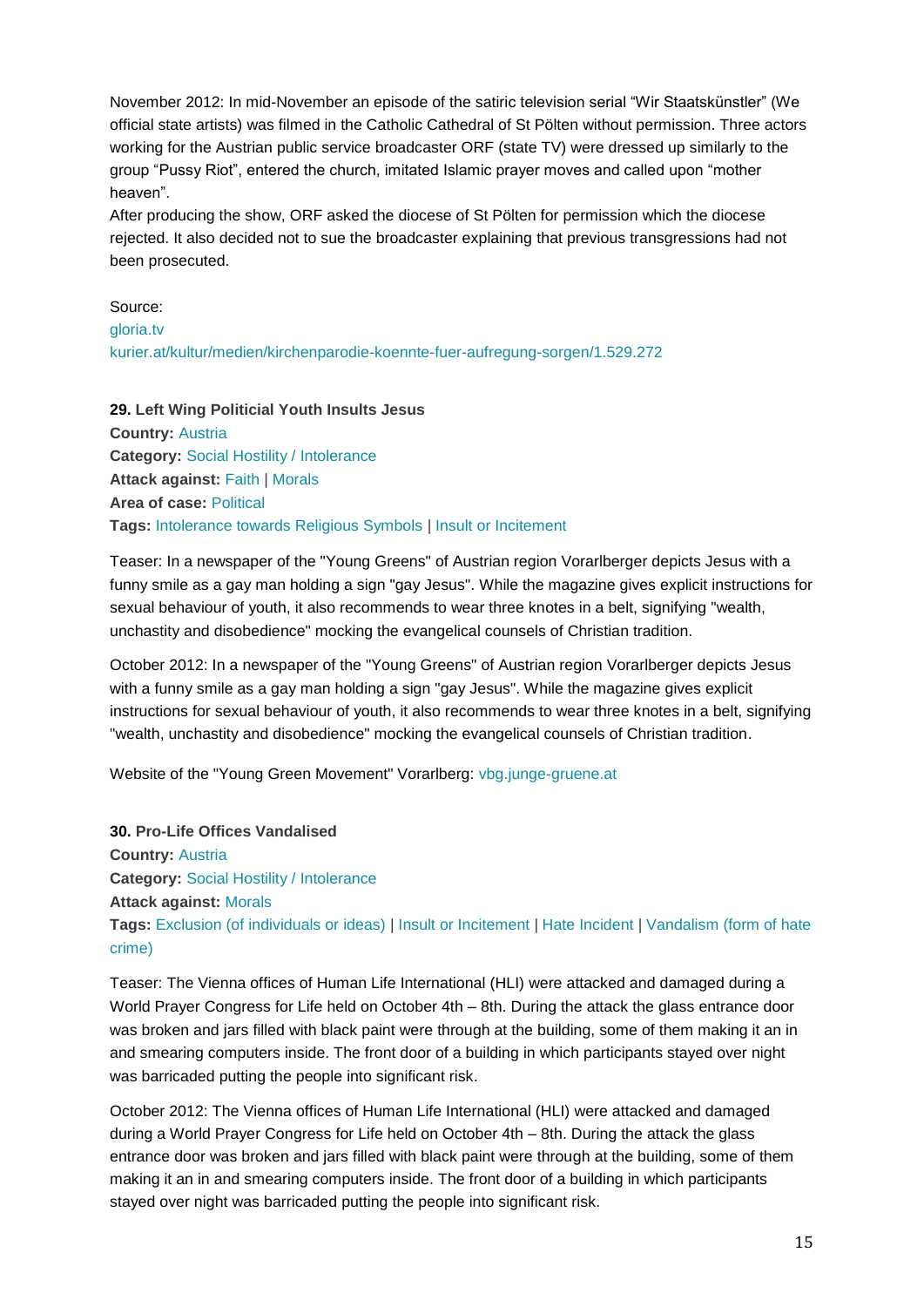November 2012: In mid-November an episode of the satiric television serial "Wir Staatskünstler" (We official state artists) was filmed in the Catholic Cathedral of St Pölten without permission. Three actors working for the Austrian public service broadcaster ORF (state TV) were dressed up similarly to the group "Pussy Riot", entered the church, imitated Islamic prayer moves and called upon "mother heaven".
After producing the show, ORF asked the diocese of St Pölten for permission which the diocese rejected. It also decided not to sue the broadcaster explaining that previous transgressions had not been prosecuted.

Source:
gloria.tv
kurier.at/kultur/medien/kirchenparodie-koennte-fuer-aufregung-sorgen/1.529.272

**29. Left Wing Politicial Youth Insults Jesus**
**Country:** Austria
**Category:** Social Hostility / Intolerance
**Attack against:** Faith | Morals
**Area of case:** Political
**Tags:** Intolerance towards Religious Symbols | Insult or Incitement

Teaser: In a newspaper of the "Young Greens" of Austrian region Vorarlberger depicts Jesus with a funny smile as a gay man holding a sign "gay Jesus". While the magazine gives explicit instructions for sexual behaviour of youth, it also recommends to wear three knotes in a belt, signifying "wealth, unchastity and disobedience" mocking the evangelical counsels of Christian tradition.

October 2012: In a newspaper of the "Young Greens" of Austrian region Vorarlberger depicts Jesus with a funny smile as a gay man holding a sign "gay Jesus". While the magazine gives explicit instructions for sexual behaviour of youth, it also recommends to wear three knotes in a belt, signifying "wealth, unchastity and disobedience" mocking the evangelical counsels of Christian tradition.

Website of the "Young Green Movement" Vorarlberg: vbg.junge-gruene.at

**30. Pro-Life Offices Vandalised**
**Country:** Austria
**Category:** Social Hostility / Intolerance
**Attack against:** Morals
**Tags:** Exclusion (of individuals or ideas) | Insult or Incitement | Hate Incident | Vandalism (form of hate crime)

Teaser: The Vienna offices of Human Life International (HLI) were attacked and damaged during a World Prayer Congress for Life held on October 4th – 8th. During the attack the glass entrance door was broken and jars filled with black paint were through at the building, some of them making it an in and smearing computers inside. The front door of a building in which participants stayed over night was barricaded putting the people into significant risk.

October 2012: The Vienna offices of Human Life International (HLI) were attacked and damaged during a World Prayer Congress for Life held on October 4th – 8th. During the attack the glass entrance door was broken and jars filled with black paint were through at the building, some of them making it an in and smearing computers inside. The front door of a building in which participants stayed over night was barricaded putting the people into significant risk.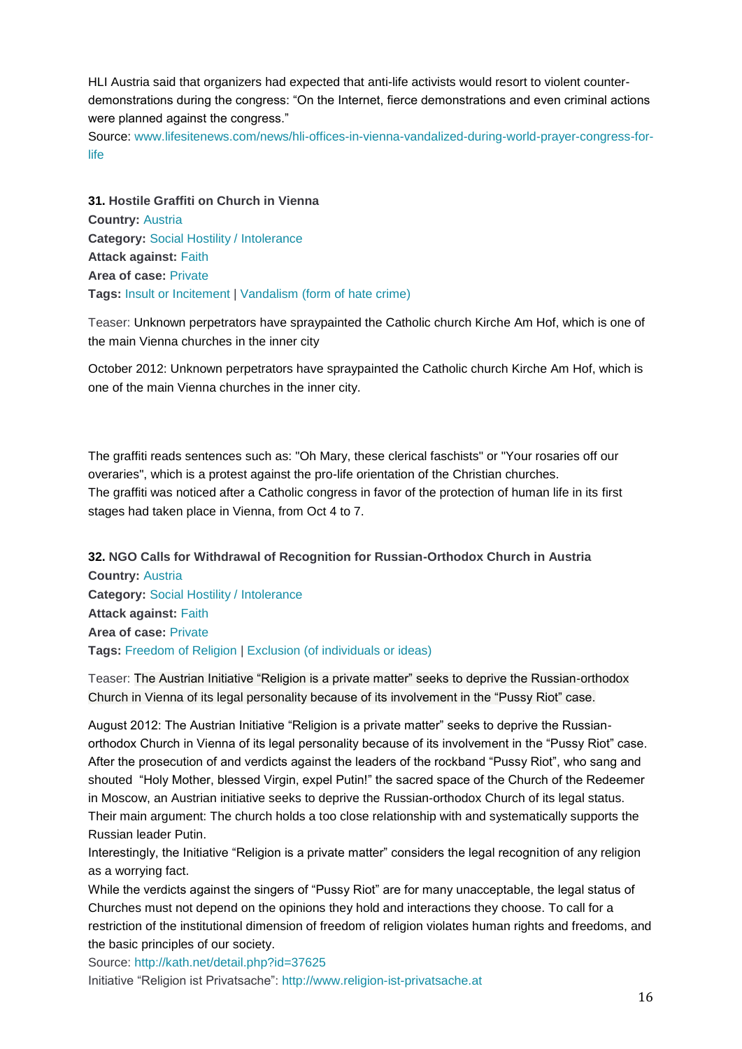HLI Austria said that organizers had expected that anti-life activists would resort to violent counter-demonstrations during the congress: "On the Internet, fierce demonstrations and even criminal actions were planned against the congress."

Source: www.lifesitenews.com/news/hli-offices-in-vienna-vandalized-during-world-prayer-congress-for-life

**31. Hostile Graffiti on Church in Vienna**

**Country:** Austria
**Category:** Social Hostility / Intolerance
**Attack against:** Faith
**Area of case:** Private
**Tags:** Insult or Incitement | Vandalism (form of hate crime)

Teaser: Unknown perpetrators have spraypainted the Catholic church Kirche Am Hof, which is one of the main Vienna churches in the inner city

October 2012: Unknown perpetrators have spraypainted the Catholic church Kirche Am Hof, which is one of the main Vienna churches in the inner city.

The graffiti reads sentences such as: "Oh Mary, these clerical faschists" or "Your rosaries off our overaries", which is a protest against the pro-life orientation of the Christian churches.
The graffiti was noticed after a Catholic congress in favor of the protection of human life in its first stages had taken place in Vienna, from Oct 4 to 7.

**32. NGO Calls for Withdrawal of Recognition for Russian-Orthodox Church in Austria**

**Country:** Austria
**Category:** Social Hostility / Intolerance
**Attack against:** Faith
**Area of case:** Private
**Tags:** Freedom of Religion | Exclusion (of individuals or ideas)

Teaser: The Austrian Initiative "Religion is a private matter" seeks to deprive the Russian-orthodox Church in Vienna of its legal personality because of its involvement in the "Pussy Riot" case.

August 2012: The Austrian Initiative "Religion is a private matter" seeks to deprive the Russian-orthodox Church in Vienna of its legal personality because of its involvement in the "Pussy Riot" case. After the prosecution of and verdicts against the leaders of the rockband "Pussy Riot", who sang and shouted "Holy Mother, blessed Virgin, expel Putin!" the sacred space of the Church of the Redeemer in Moscow, an Austrian initiative seeks to deprive the Russian-orthodox Church of its legal status. Their main argument: The church holds a too close relationship with and systematically supports the Russian leader Putin.
Interestingly, the Initiative "Religion is a private matter" considers the legal recognition of any religion as a worrying fact.
While the verdicts against the singers of "Pussy Riot" are for many unacceptable, the legal status of Churches must not depend on the opinions they hold and interactions they choose. To call for a restriction of the institutional dimension of freedom of religion violates human rights and freedoms, and the basic principles of our society.

Source: http://kath.net/detail.php?id=37625
Initiative "Religion ist Privatsache": http://www.religion-ist-privatsache.at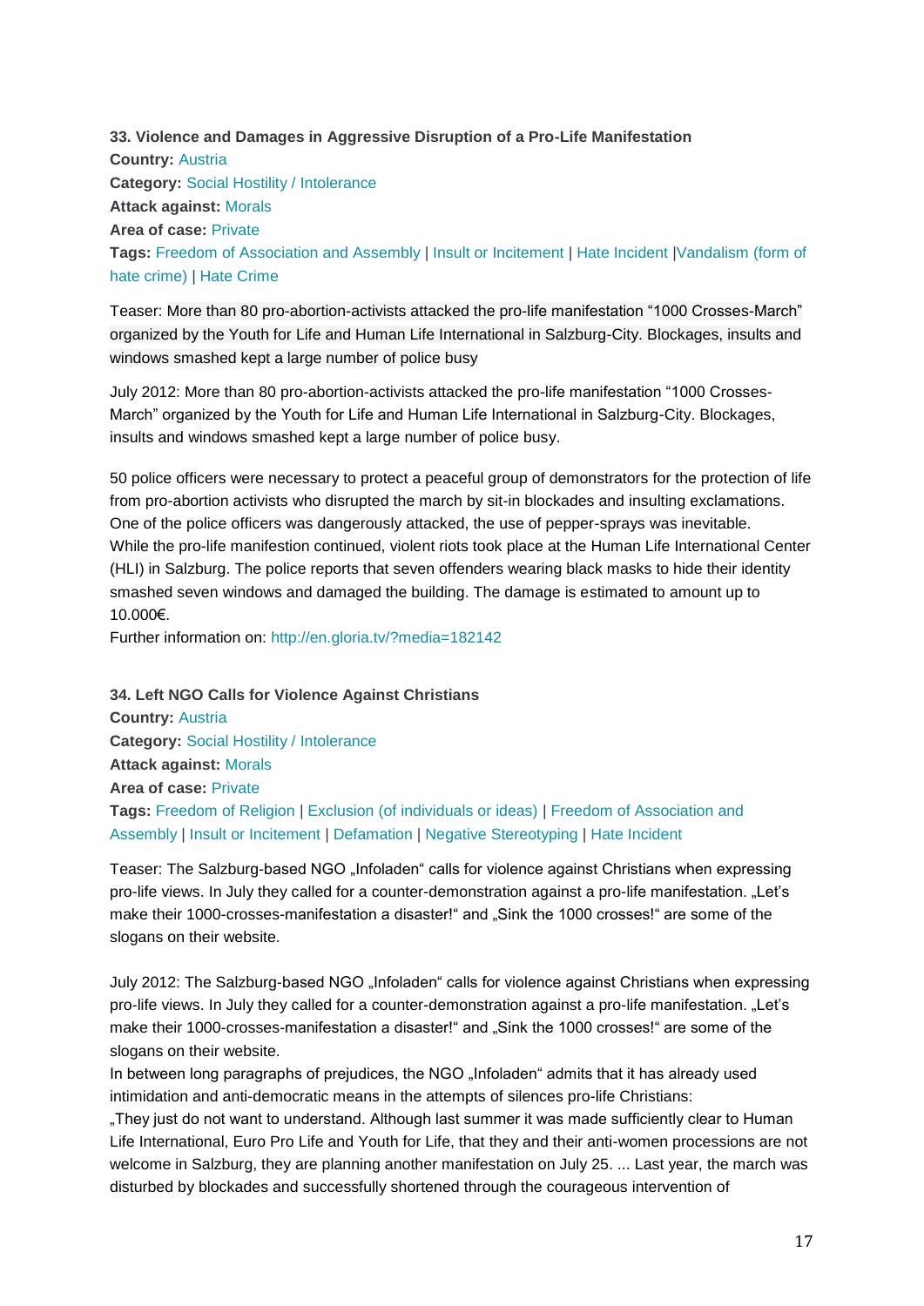**33. Violence and Damages in Aggressive Disruption of a Pro-Life Manifestation**

**Country:** Austria

**Category:** Social Hostility / Intolerance

**Attack against:** Morals

**Area of case:** Private

**Tags:** Freedom of Association and Assembly | Insult or Incitement | Hate Incident |Vandalism (form of hate crime) | Hate Crime

Teaser: More than 80 pro-abortion-activists attacked the pro-life manifestation "1000 Crosses-March" organized by the Youth for Life and Human Life International in Salzburg-City. Blockages, insults and windows smashed kept a large number of police busy

July 2012: More than 80 pro-abortion-activists attacked the pro-life manifestation "1000 Crosses-March" organized by the Youth for Life and Human Life International in Salzburg-City. Blockages, insults and windows smashed kept a large number of police busy.

50 police officers were necessary to protect a peaceful group of demonstrators for the protection of life from pro-abortion activists who disrupted the march by sit-in blockades and insulting exclamations. One of the police officers was dangerously attacked, the use of pepper-sprays was inevitable. While the pro-life manifestion continued, violent riots took place at the Human Life International Center (HLI) in Salzburg. The police reports that seven offenders wearing black masks to hide their identity smashed seven windows and damaged the building. The damage is estimated to amount up to 10.000€.
Further information on: http://en.gloria.tv/?media=182142

**34. Left NGO Calls for Violence Against Christians**

**Country:** Austria

**Category:** Social Hostility / Intolerance

**Attack against:** Morals

**Area of case:** Private

**Tags:** Freedom of Religion | Exclusion (of individuals or ideas) | Freedom of Association and Assembly | Insult or Incitement | Defamation | Negative Stereotyping | Hate Incident

Teaser: The Salzburg-based NGO „Infoladen" calls for violence against Christians when expressing pro-life views. In July they called for a counter-demonstration against a pro-life manifestation. „Let's make their 1000-crosses-manifestation a disaster!" and „Sink the 1000 crosses!" are some of the slogans on their website.

July 2012: The Salzburg-based NGO „Infoladen" calls for violence against Christians when expressing pro-life views. In July they called for a counter-demonstration against a pro-life manifestation. „Let's make their 1000-crosses-manifestation a disaster!" and „Sink the 1000 crosses!" are some of the slogans on their website.
In between long paragraphs of prejudices, the NGO „Infoladen" admits that it has already used intimidation and anti-democratic means in the attempts of silences pro-life Christians:
„They just do not want to understand. Although last summer it was made sufficiently clear to Human Life International, Euro Pro Life and Youth for Life, that they and their anti-women processions are not welcome in Salzburg, they are planning another manifestation on July 25. ... Last year, the march was disturbed by blockades and successfully shortened through the courageous intervention of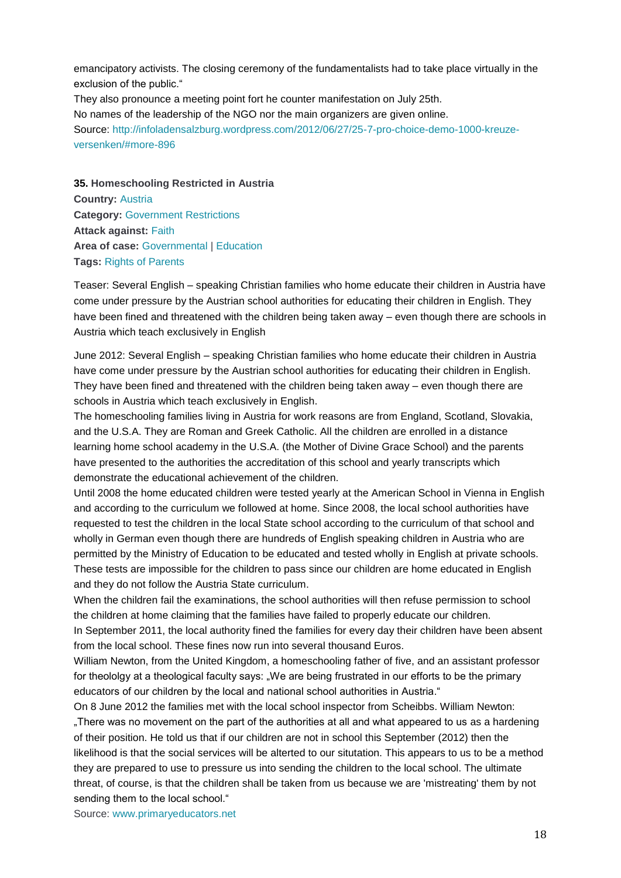emancipatory activists. The closing ceremony of the fundamentalists had to take place virtually in the exclusion of the public."

They also pronounce a meeting point fort he counter manifestation on July 25th.

No names of the leadership of the NGO nor the main organizers are given online.

Source: http://infoladensalzburg.wordpress.com/2012/06/27/25-7-pro-choice-demo-1000-kreuze-versenken/#more-896

**35.** **Homeschooling Restricted in Austria**

**Country:** Austria

**Category:** Government Restrictions

**Attack against:** Faith

**Area of case:** Governmental | Education

**Tags:** Rights of Parents

Teaser: Several English – speaking Christian families who home educate their children in Austria have come under pressure by the Austrian school authorities for educating their children in English. They have been fined and threatened with the children being taken away – even though there are schools in Austria which teach exclusively in English

June 2012: Several English – speaking Christian families who home educate their children in Austria have come under pressure by the Austrian school authorities for educating their children in English. They have been fined and threatened with the children being taken away – even though there are schools in Austria which teach exclusively in English.

The homeschooling families living in Austria for work reasons are from England, Scotland, Slovakia, and the U.S.A. They are Roman and Greek Catholic. All the children are enrolled in a distance learning home school academy in the U.S.A. (the Mother of Divine Grace School) and the parents have presented to the authorities the accreditation of this school and yearly transcripts which demonstrate the educational achievement of the children.

Until 2008 the home educated children were tested yearly at the American School in Vienna in English and according to the curriculum we followed at home. Since 2008, the local school authorities have requested to test the children in the local State school according to the curriculum of that school and wholly in German even though there are hundreds of English speaking children in Austria who are permitted by the Ministry of Education to be educated and tested wholly in English at private schools. These tests are impossible for the children to pass since our children are home educated in English and they do not follow the Austria State curriculum.

When the children fail the examinations, the school authorities will then refuse permission to school the children at home claiming that the families have failed to properly educate our children.

In September 2011, the local authority fined the families for every day their children have been absent from the local school. These fines now run into several thousand Euros.

William Newton, from the United Kingdom, a homeschooling father of five, and an assistant professor for theololgy at a theological faculty says: „We are being frustrated in our efforts to be the primary educators of our children by the local and national school authorities in Austria."

On 8 June 2012 the families met with the local school inspector from Scheibbs. William Newton: „There was no movement on the part of the authorities at all and what appeared to us as a hardening of their position. He told us that if our children are not in school this September (2012) then the likelihood is that the social services will be alterted to our situtation. This appears to us to be a method they are prepared to use to pressure us into sending the children to the local school. The ultimate threat, of course, is that the children shall be taken from us because we are 'mistreating' them by not sending them to the local school."

Source: www.primaryeducators.net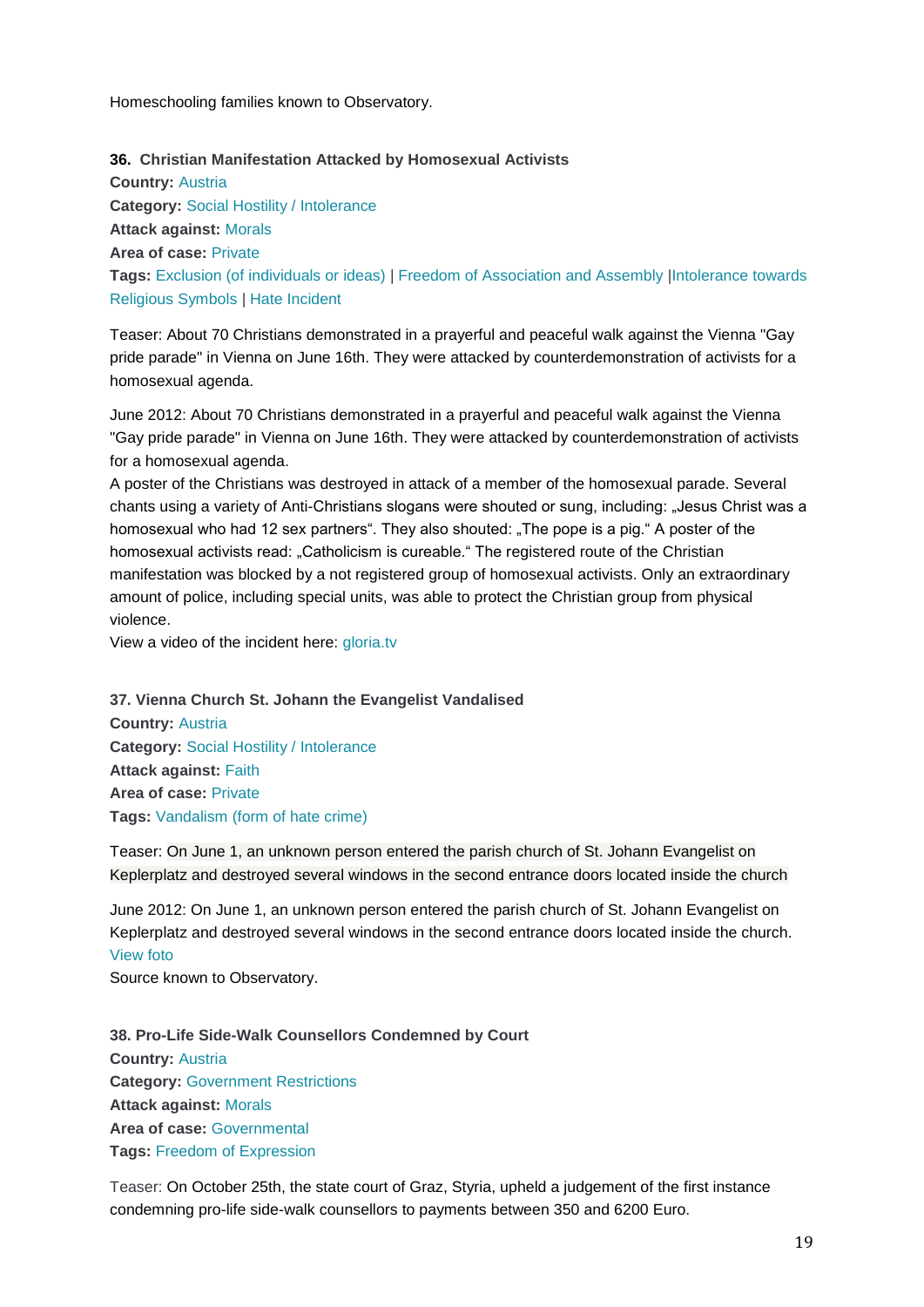Homeschooling families known to Observatory.

**36. Christian Manifestation Attacked by Homosexual Activists**
**Country:** Austria
**Category:** Social Hostility / Intolerance
**Attack against:** Morals
**Area of case:** Private
**Tags:** Exclusion (of individuals or ideas) | Freedom of Association and Assembly |Intolerance towards Religious Symbols | Hate Incident

Teaser: About 70 Christians demonstrated in a prayerful and peaceful walk against the Vienna "Gay pride parade" in Vienna on June 16th. They were attacked by counterdemonstration of activists for a homosexual agenda.

June 2012: About 70 Christians demonstrated in a prayerful and peaceful walk against the Vienna "Gay pride parade" in Vienna on June 16th. They were attacked by counterdemonstration of activists for a homosexual agenda.
A poster of the Christians was destroyed in attack of a member of the homosexual parade. Several chants using a variety of Anti-Christians slogans were shouted or sung, including: „Jesus Christ was a homosexual who had 12 sex partners". They also shouted: „The pope is a pig." A poster of the homosexual activists read: „Catholicism is cureable." The registered route of the Christian manifestation was blocked by a not registered group of homosexual activists. Only an extraordinary amount of police, including special units, was able to protect the Christian group from physical violence.
View a video of the incident here: gloria.tv

**37. Vienna Church St. Johann the Evangelist Vandalised**
**Country:** Austria
**Category:** Social Hostility / Intolerance
**Attack against:** Faith
**Area of case:** Private
**Tags:** Vandalism (form of hate crime)

Teaser: On June 1, an unknown person entered the parish church of St. Johann Evangelist on Keplerplatz and destroyed several windows in the second entrance doors located inside the church

June 2012: On June 1, an unknown person entered the parish church of St. Johann Evangelist on Keplerplatz and destroyed several windows in the second entrance doors located inside the church.
View foto
Source known to Observatory.

**38. Pro-Life Side-Walk Counsellors Condemned by Court**
**Country:** Austria
**Category:** Government Restrictions
**Attack against:** Morals
**Area of case:** Governmental
**Tags:** Freedom of Expression

Teaser: On October 25th, the state court of Graz, Styria, upheld a judgement of the first instance condemning pro-life side-walk counsellors to payments between 350 and 6200 Euro.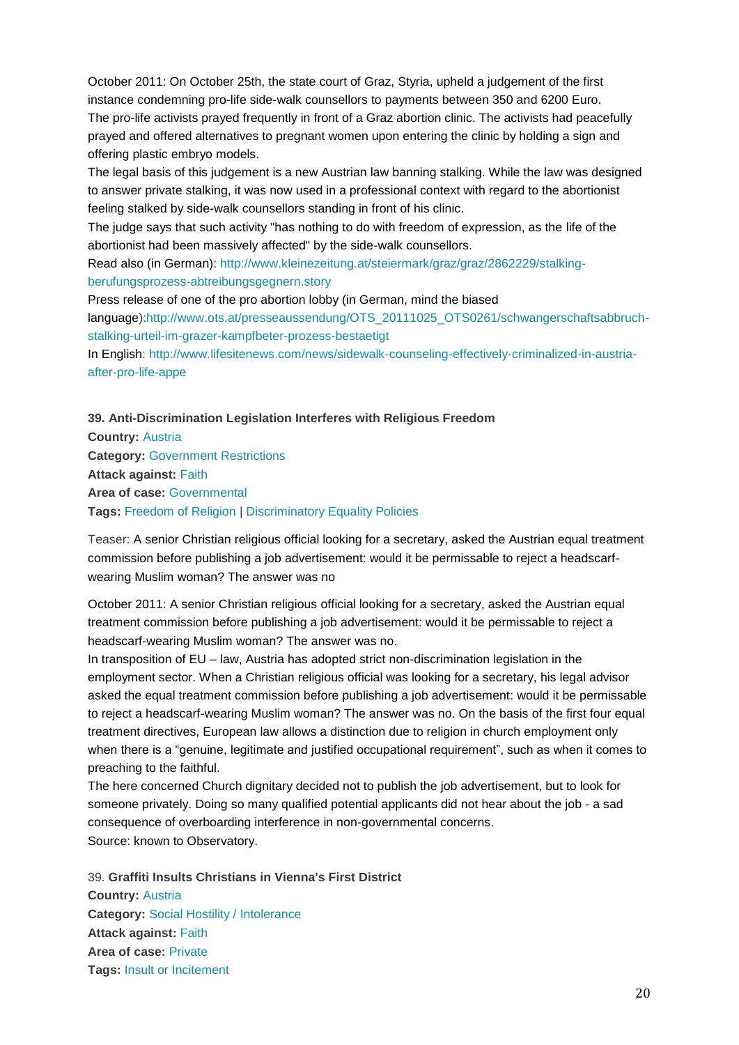October 2011: On October 25th, the state court of Graz, Styria, upheld a judgement of the first instance condemning pro-life side-walk counsellors to payments between 350 and 6200 Euro.
The pro-life activists prayed frequently in front of a Graz abortion clinic. The activists had peacefully prayed and offered alternatives to pregnant women upon entering the clinic by holding a sign and offering plastic embryo models.
The legal basis of this judgement is a new Austrian law banning stalking. While the law was designed to answer private stalking, it was now used in a professional context with regard to the abortionist feeling stalked by side-walk counsellors standing in front of his clinic.
The judge says that such activity "has nothing to do with freedom of expression, as the life of the abortionist had been massively affected" by the side-walk counsellors.
Read also (in German): http://www.kleinezeitung.at/steiermark/graz/graz/2862229/stalking-berufungsprozess-abtreibungsgegnern.story
Press release of one of the pro abortion lobby (in German, mind the biased language):http://www.ots.at/presseaussendung/OTS_20111025_OTS0261/schwangerschaftsabbruch-stalking-urteil-im-grazer-kampfbeter-prozess-bestaetigt
In English: http://www.lifesitenews.com/news/sidewalk-counseling-effectively-criminalized-in-austria-after-pro-life-appe

**39. Anti-Discrimination Legislation Interferes with Religious Freedom**
**Country:** Austria
**Category:** Government Restrictions
**Attack against:** Faith
**Area of case:** Governmental
**Tags:** Freedom of Religion | Discriminatory Equality Policies

Teaser: A senior Christian religious official looking for a secretary, asked the Austrian equal treatment commission before publishing a job advertisement: would it be permissable to reject a headscarf-wearing Muslim woman? The answer was no

October 2011: A senior Christian religious official looking for a secretary, asked the Austrian equal treatment commission before publishing a job advertisement: would it be permissable to reject a headscarf-wearing Muslim woman? The answer was no.
In transposition of EU – law, Austria has adopted strict non-discrimination legislation in the employment sector. When a Christian religious official was looking for a secretary, his legal advisor asked the equal treatment commission before publishing a job advertisement: would it be permissable to reject a headscarf-wearing Muslim woman? The answer was no. On the basis of the first four equal treatment directives, European law allows a distinction due to religion in church employment only when there is a “genuine, legitimate and justified occupational requirement”, such as when it comes to preaching to the faithful.
The here concerned Church dignitary decided not to publish the job advertisement, but to look for someone privately. Doing so many qualified potential applicants did not hear about the job - a sad consequence of overboarding interference in non-governmental concerns.
Source: known to Observatory.

39. **Graffiti Insults Christians in Vienna's First District**
**Country:** Austria
**Category:** Social Hostility / Intolerance
**Attack against:** Faith
**Area of case:** Private
**Tags:** Insult or Incitement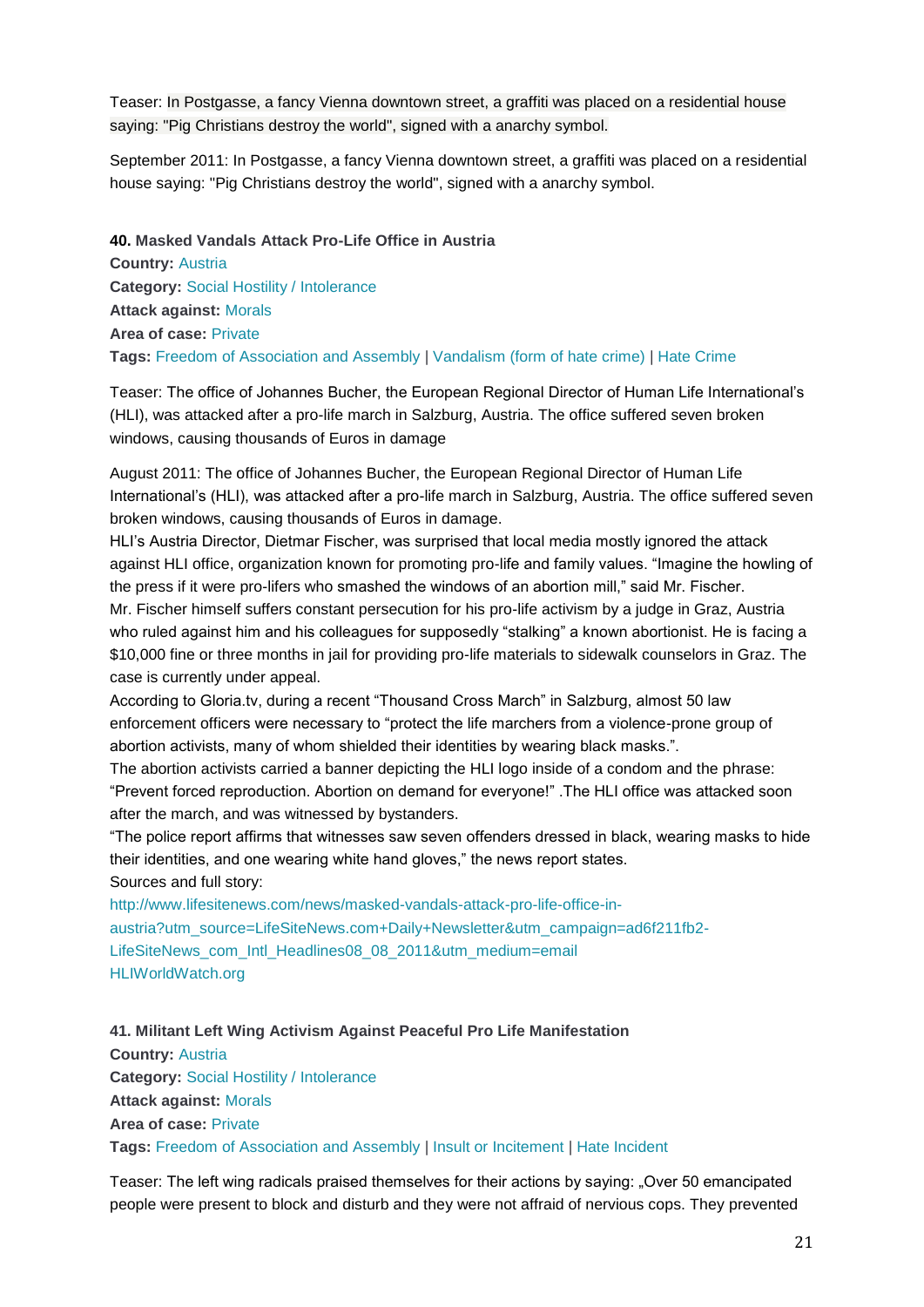Teaser: In Postgasse, a fancy Vienna downtown street, a graffiti was placed on a residential house saying: "Pig Christians destroy the world", signed with a anarchy symbol.

September 2011: In Postgasse, a fancy Vienna downtown street, a graffiti was placed on a residential house saying: "Pig Christians destroy the world", signed with a anarchy symbol.

**40. Masked Vandals Attack Pro-Life Office in Austria**
**Country:** Austria
**Category:** Social Hostility / Intolerance
**Attack against:** Morals
**Area of case:** Private
**Tags:** Freedom of Association and Assembly | Vandalism (form of hate crime) | Hate Crime

Teaser: The office of Johannes Bucher, the European Regional Director of Human Life International's (HLI), was attacked after a pro-life march in Salzburg, Austria. The office suffered seven broken windows, causing thousands of Euros in damage

August 2011: The office of Johannes Bucher, the European Regional Director of Human Life International's (HLI), was attacked after a pro-life march in Salzburg, Austria. The office suffered seven broken windows, causing thousands of Euros in damage.
HLI's Austria Director, Dietmar Fischer, was surprised that local media mostly ignored the attack against HLI office, organization known for promoting pro-life and family values. "Imagine the howling of the press if it were pro-lifers who smashed the windows of an abortion mill," said Mr. Fischer.
Mr. Fischer himself suffers constant persecution for his pro-life activism by a judge in Graz, Austria who ruled against him and his colleagues for supposedly "stalking" a known abortionist. He is facing a $10,000 fine or three months in jail for providing pro-life materials to sidewalk counselors in Graz. The case is currently under appeal.
According to Gloria.tv, during a recent "Thousand Cross March" in Salzburg, almost 50 law enforcement officers were necessary to "protect the life marchers from a violence-prone group of abortion activists, many of whom shielded their identities by wearing black masks.".
The abortion activists carried a banner depicting the HLI logo inside of a condom and the phrase: "Prevent forced reproduction. Abortion on demand for everyone!" .The HLI office was attacked soon after the march, and was witnessed by bystanders.
"The police report affirms that witnesses saw seven offenders dressed in black, wearing masks to hide their identities, and one wearing white hand gloves," the news report states.
Sources and full story:
http://www.lifesitenews.com/news/masked-vandals-attack-pro-life-office-in-austria?utm_source=LifeSiteNews.com+Daily+Newsletter&utm_campaign=ad6f211fb2-LifeSiteNews_com_Intl_Headlines08_08_2011&utm_medium=email
HLIWorldWatch.org

**41. Militant Left Wing Activism Against Peaceful Pro Life Manifestation**
**Country:** Austria
**Category:** Social Hostility / Intolerance
**Attack against:** Morals
**Area of case:** Private
**Tags:** Freedom of Association and Assembly | Insult or Incitement | Hate Incident

Teaser: The left wing radicals praised themselves for their actions by saying: „Over 50 emancipated people were present to block and disturb and they were not affraid of nervious cops. They prevented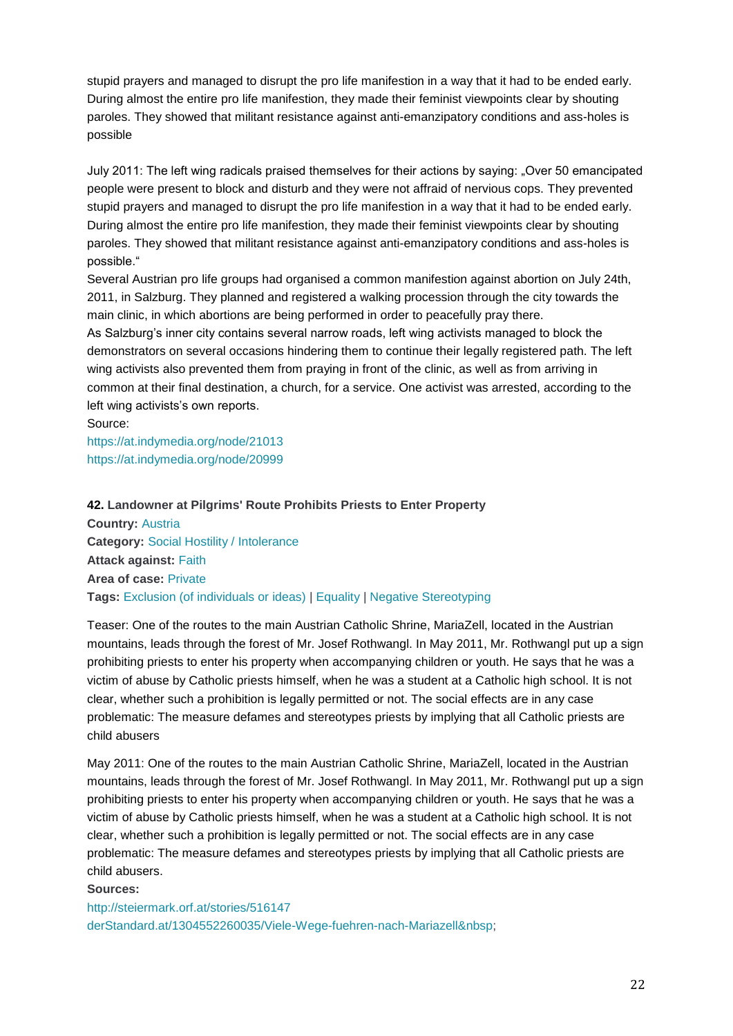stupid prayers and managed to disrupt the pro life manifestion in a way that it had to be ended early. During almost the entire pro life manifestion, they made their feminist viewpoints clear by shouting paroles. They showed that militant resistance against anti-emanzipatory conditions and ass-holes is possible

July 2011: The left wing radicals praised themselves for their actions by saying: „Over 50 emancipated people were present to block and disturb and they were not affraid of nervious cops. They prevented stupid prayers and managed to disrupt the pro life manifestion in a way that it had to be ended early. During almost the entire pro life manifestion, they made their feminist viewpoints clear by shouting paroles. They showed that militant resistance against anti-emanzipatory conditions and ass-holes is possible."

Several Austrian pro life groups had organised a common manifestion against abortion on July 24th, 2011, in Salzburg. They planned and registered a walking procession through the city towards the main clinic, in which abortions are being performed in order to peacefully pray there.

As Salzburg's inner city contains several narrow roads, left wing activists managed to block the demonstrators on several occasions hindering them to continue their legally registered path. The left wing activists also prevented them from praying in front of the clinic, as well as from arriving in common at their final destination, a church, for a service. One activist was arrested, according to the left wing activists's own reports.

Source:

https://at.indymedia.org/node/21013

https://at.indymedia.org/node/20999

**42. Landowner at Pilgrims' Route Prohibits Priests to Enter Property**

**Country:** Austria

**Category:** Social Hostility / Intolerance

**Attack against:** Faith

**Area of case:** Private

**Tags:** Exclusion (of individuals or ideas) | Equality | Negative Stereotyping

Teaser: One of the routes to the main Austrian Catholic Shrine, MariaZell, located in the Austrian mountains, leads through the forest of Mr. Josef Rothwangl. In May 2011, Mr. Rothwangl put up a sign prohibiting priests to enter his property when accompanying children or youth. He says that he was a victim of abuse by Catholic priests himself, when he was a student at a Catholic high school. It is not clear, whether such a prohibition is legally permitted or not. The social effects are in any case problematic: The measure defames and stereotypes priests by implying that all Catholic priests are child abusers

May 2011: One of the routes to the main Austrian Catholic Shrine, MariaZell, located in the Austrian mountains, leads through the forest of Mr. Josef Rothwangl. In May 2011, Mr. Rothwangl put up a sign prohibiting priests to enter his property when accompanying children or youth. He says that he was a victim of abuse by Catholic priests himself, when he was a student at a Catholic high school. It is not clear, whether such a prohibition is legally permitted or not. The social effects are in any case problematic: The measure defames and stereotypes priests by implying that all Catholic priests are child abusers.

**Sources:**

http://steiermark.orf.at/stories/516147

derStandard.at/1304552260035/Viele-Wege-fuehren-nach-Mariazell&nbsp;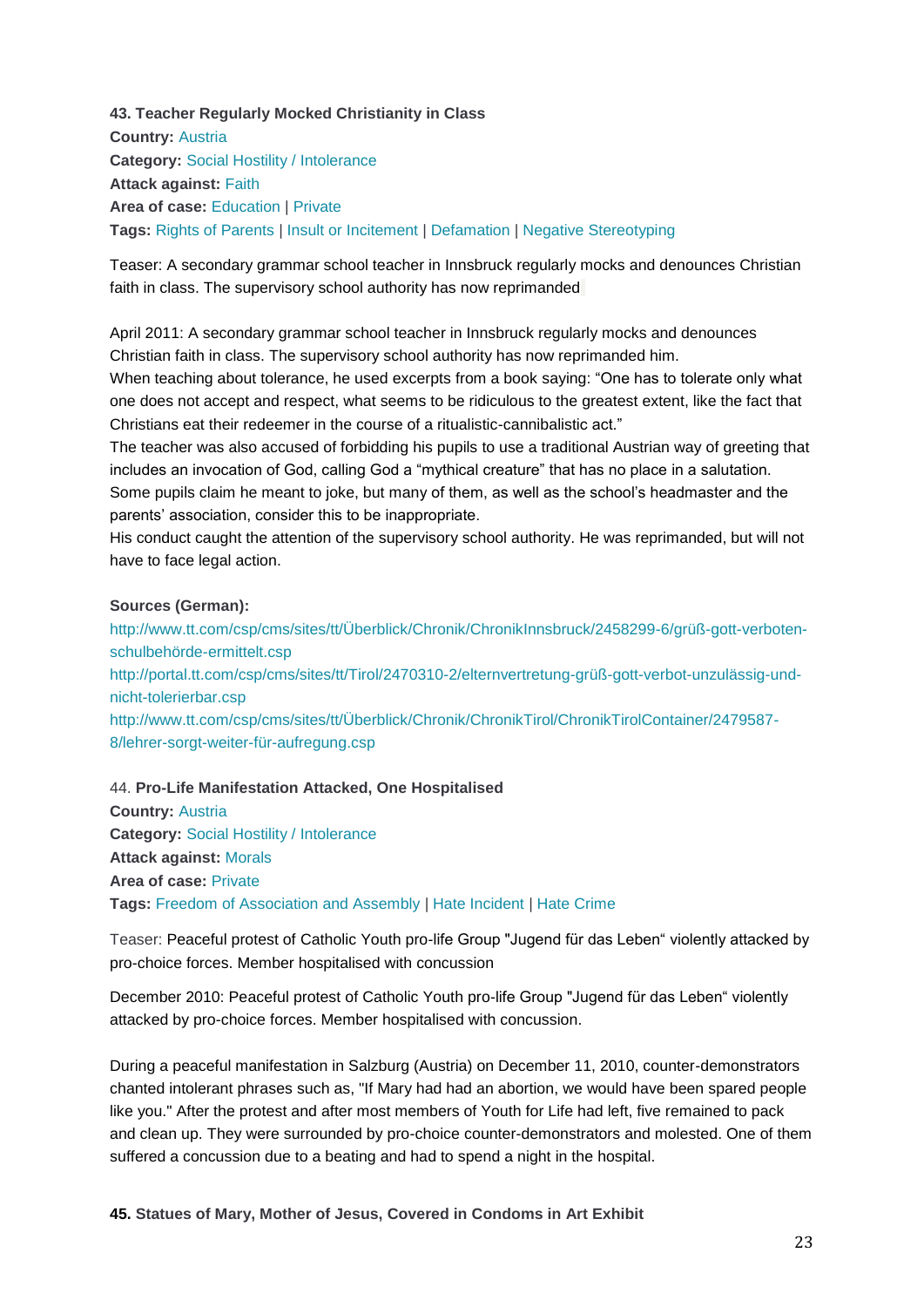**43. Teacher Regularly Mocked Christianity in Class**
**Country:** Austria
**Category:** Social Hostility / Intolerance
**Attack against:** Faith
**Area of case:** Education | Private
**Tags:** Rights of Parents | Insult or Incitement | Defamation | Negative Stereotyping

Teaser: A secondary grammar school teacher in Innsbruck regularly mocks and denounces Christian faith in class. The supervisory school authority has now reprimanded

April 2011: A secondary grammar school teacher in Innsbruck regularly mocks and denounces Christian faith in class. The supervisory school authority has now reprimanded him.
When teaching about tolerance, he used excerpts from a book saying: "One has to tolerate only what one does not accept and respect, what seems to be ridiculous to the greatest extent, like the fact that Christians eat their redeemer in the course of a ritualistic-cannibalistic act."
The teacher was also accused of forbidding his pupils to use a traditional Austrian way of greeting that includes an invocation of God, calling God a "mythical creature" that has no place in a salutation. Some pupils claim he meant to joke, but many of them, as well as the school's headmaster and the parents' association, consider this to be inappropriate.
His conduct caught the attention of the supervisory school authority. He was reprimanded, but will not have to face legal action.

**Sources (German):**
http://www.tt.com/csp/cms/sites/tt/Überblick/Chronik/ChronikInnsbruck/2458299-6/grüß-gott-verboten-schulbehörde-ermittelt.csp
http://portal.tt.com/csp/cms/sites/tt/Tirol/2470310-2/elternvertretung-grüß-gott-verbot-unzulässig-und-nicht-tolerierbar.csp
http://www.tt.com/csp/cms/sites/tt/Überblick/Chronik/ChronikTirol/ChronikTirolContainer/2479587-8/lehrer-sorgt-weiter-für-aufregung.csp

44. **Pro-Life Manifestation Attacked, One Hospitalised**
**Country:** Austria
**Category:** Social Hostility / Intolerance
**Attack against:** Morals
**Area of case:** Private
**Tags:** Freedom of Association and Assembly | Hate Incident | Hate Crime

Teaser: Peaceful protest of Catholic Youth pro-life Group "Jugend für das Leben" violently attacked by pro-choice forces. Member hospitalised with concussion

December 2010: Peaceful protest of Catholic Youth pro-life Group "Jugend für das Leben" violently attacked by pro-choice forces. Member hospitalised with concussion.

During a peaceful manifestation in Salzburg (Austria) on December 11, 2010, counter-demonstrators chanted intolerant phrases such as, "If Mary had had an abortion, we would have been spared people like you." After the protest and after most members of Youth for Life had left, five remained to pack and clean up. They were surrounded by pro-choice counter-demonstrators and molested. One of them suffered a concussion due to a beating and had to spend a night in the hospital.

**45. Statues of Mary, Mother of Jesus, Covered in Condoms in Art Exhibit**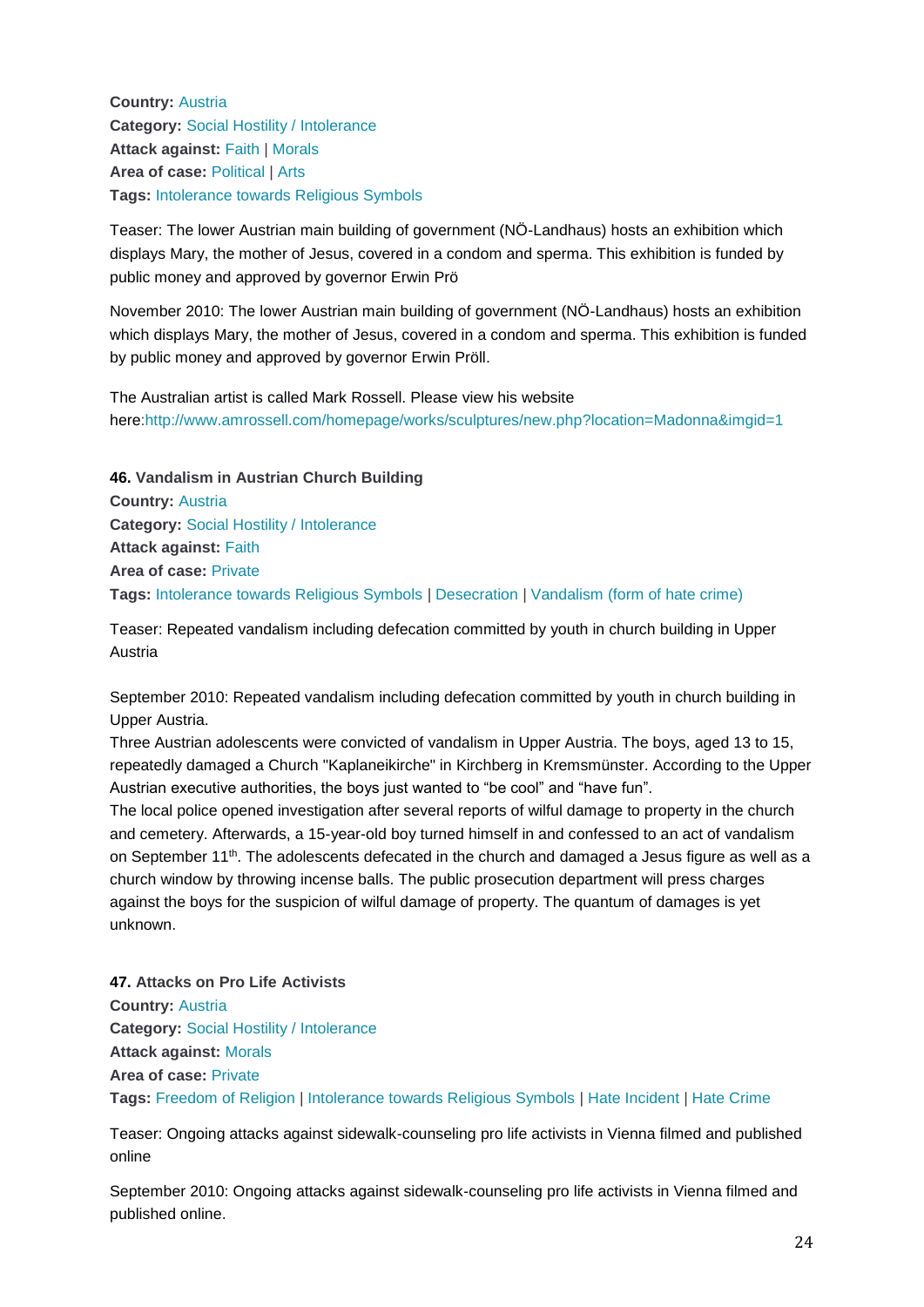**Country:** Austria
**Category:** Social Hostility / Intolerance
**Attack against:** Faith | Morals
**Area of case:** Political | Arts
**Tags:** Intolerance towards Religious Symbols

Teaser: The lower Austrian main building of government (NÖ-Landhaus) hosts an exhibition which displays Mary, the mother of Jesus, covered in a condom and sperma. This exhibition is funded by public money and approved by governor Erwin Prö

November 2010: The lower Austrian main building of government (NÖ-Landhaus) hosts an exhibition which displays Mary, the mother of Jesus, covered in a condom and sperma. This exhibition is funded by public money and approved by governor Erwin Pröll.

The Australian artist is called Mark Rossell. Please view his website here:http://www.amrossell.com/homepage/works/sculptures/new.php?location=Madonna&imgid=1

**46. Vandalism in Austrian Church Building**
**Country:** Austria
**Category:** Social Hostility / Intolerance
**Attack against:** Faith
**Area of case:** Private
**Tags:** Intolerance towards Religious Symbols | Desecration | Vandalism (form of hate crime)

Teaser: Repeated vandalism including defecation committed by youth in church building in Upper Austria

September 2010: Repeated vandalism including defecation committed by youth in church building in Upper Austria.
Three Austrian adolescents were convicted of vandalism in Upper Austria. The boys, aged 13 to 15, repeatedly damaged a Church "Kaplaneikirche" in Kirchberg in Kremsmünster. According to the Upper Austrian executive authorities, the boys just wanted to "be cool" and "have fun".
The local police opened investigation after several reports of wilful damage to property in the church and cemetery. Afterwards, a 15-year-old boy turned himself in and confessed to an act of vandalism on September 11th. The adolescents defecated in the church and damaged a Jesus figure as well as a church window by throwing incense balls. The public prosecution department will press charges against the boys for the suspicion of wilful damage of property. The quantum of damages is yet unknown.

**47. Attacks on Pro Life Activists**
**Country:** Austria
**Category:** Social Hostility / Intolerance
**Attack against:** Morals
**Area of case:** Private
**Tags:** Freedom of Religion | Intolerance towards Religious Symbols | Hate Incident | Hate Crime

Teaser: Ongoing attacks against sidewalk-counseling pro life activists in Vienna filmed and published online

September 2010: Ongoing attacks against sidewalk-counseling pro life activists in Vienna filmed and published online.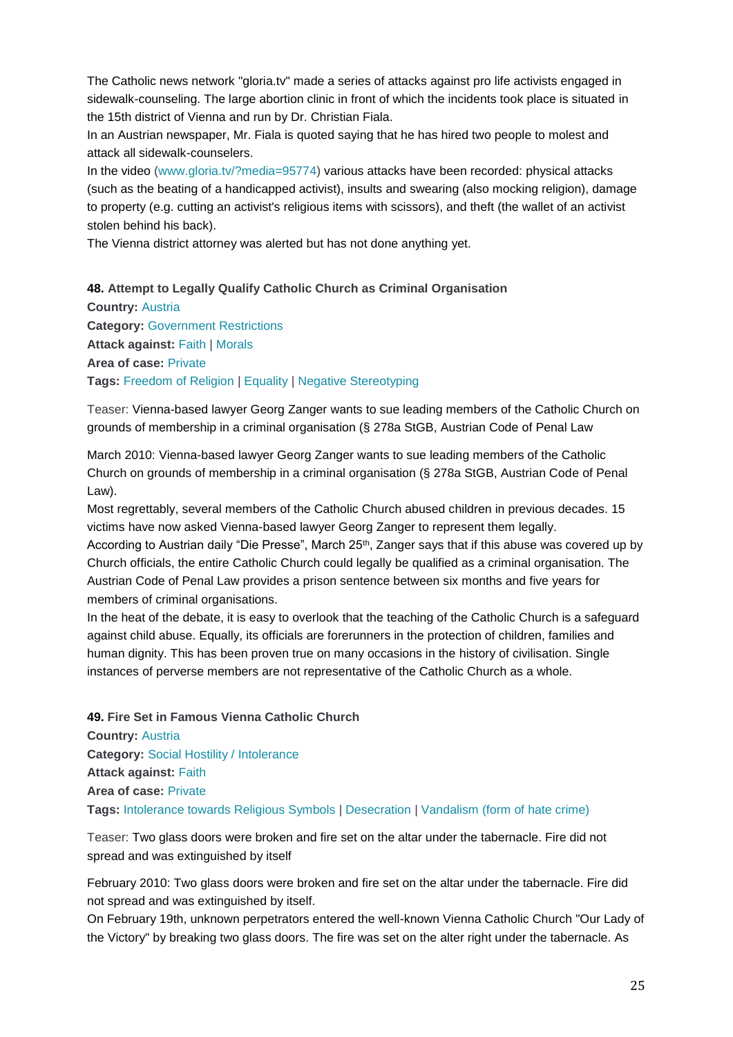The Catholic news network "gloria.tv" made a series of attacks against pro life activists engaged in sidewalk-counseling. The large abortion clinic in front of which the incidents took place is situated in the 15th district of Vienna and run by Dr. Christian Fiala.
In an Austrian newspaper, Mr. Fiala is quoted saying that he has hired two people to molest and attack all sidewalk-counselers.
In the video (www.gloria.tv/?media=95774) various attacks have been recorded: physical attacks (such as the beating of a handicapped activist), insults and swearing (also mocking religion), damage to property (e.g. cutting an activist's religious items with scissors), and theft (the wallet of an activist stolen behind his back).
The Vienna district attorney was alerted but has not done anything yet.

**48. Attempt to Legally Qualify Catholic Church as Criminal Organisation**
**Country:** Austria
**Category:** Government Restrictions
**Attack against:** Faith | Morals
**Area of case:** Private
**Tags:** Freedom of Religion | Equality | Negative Stereotyping

Teaser: Vienna-based lawyer Georg Zanger wants to sue leading members of the Catholic Church on grounds of membership in a criminal organisation (§ 278a StGB, Austrian Code of Penal Law

March 2010: Vienna-based lawyer Georg Zanger wants to sue leading members of the Catholic Church on grounds of membership in a criminal organisation (§ 278a StGB, Austrian Code of Penal Law).
Most regrettably, several members of the Catholic Church abused children in previous decades. 15 victims have now asked Vienna-based lawyer Georg Zanger to represent them legally.
According to Austrian daily "Die Presse", March 25th, Zanger says that if this abuse was covered up by Church officials, the entire Catholic Church could legally be qualified as a criminal organisation. The Austrian Code of Penal Law provides a prison sentence between six months and five years for members of criminal organisations.
In the heat of the debate, it is easy to overlook that the teaching of the Catholic Church is a safeguard against child abuse. Equally, its officials are forerunners in the protection of children, families and human dignity. This has been proven true on many occasions in the history of civilisation. Single instances of perverse members are not representative of the Catholic Church as a whole.

**49. Fire Set in Famous Vienna Catholic Church**
**Country:** Austria
**Category:** Social Hostility / Intolerance
**Attack against:** Faith
**Area of case:** Private
**Tags:** Intolerance towards Religious Symbols | Desecration | Vandalism (form of hate crime)

Teaser: Two glass doors were broken and fire set on the altar under the tabernacle. Fire did not spread and was extinguished by itself

February 2010: Two glass doors were broken and fire set on the altar under the tabernacle. Fire did not spread and was extinguished by itself.
On February 19th, unknown perpetrators entered the well-known Vienna Catholic Church "Our Lady of the Victory" by breaking two glass doors. The fire was set on the alter right under the tabernacle. As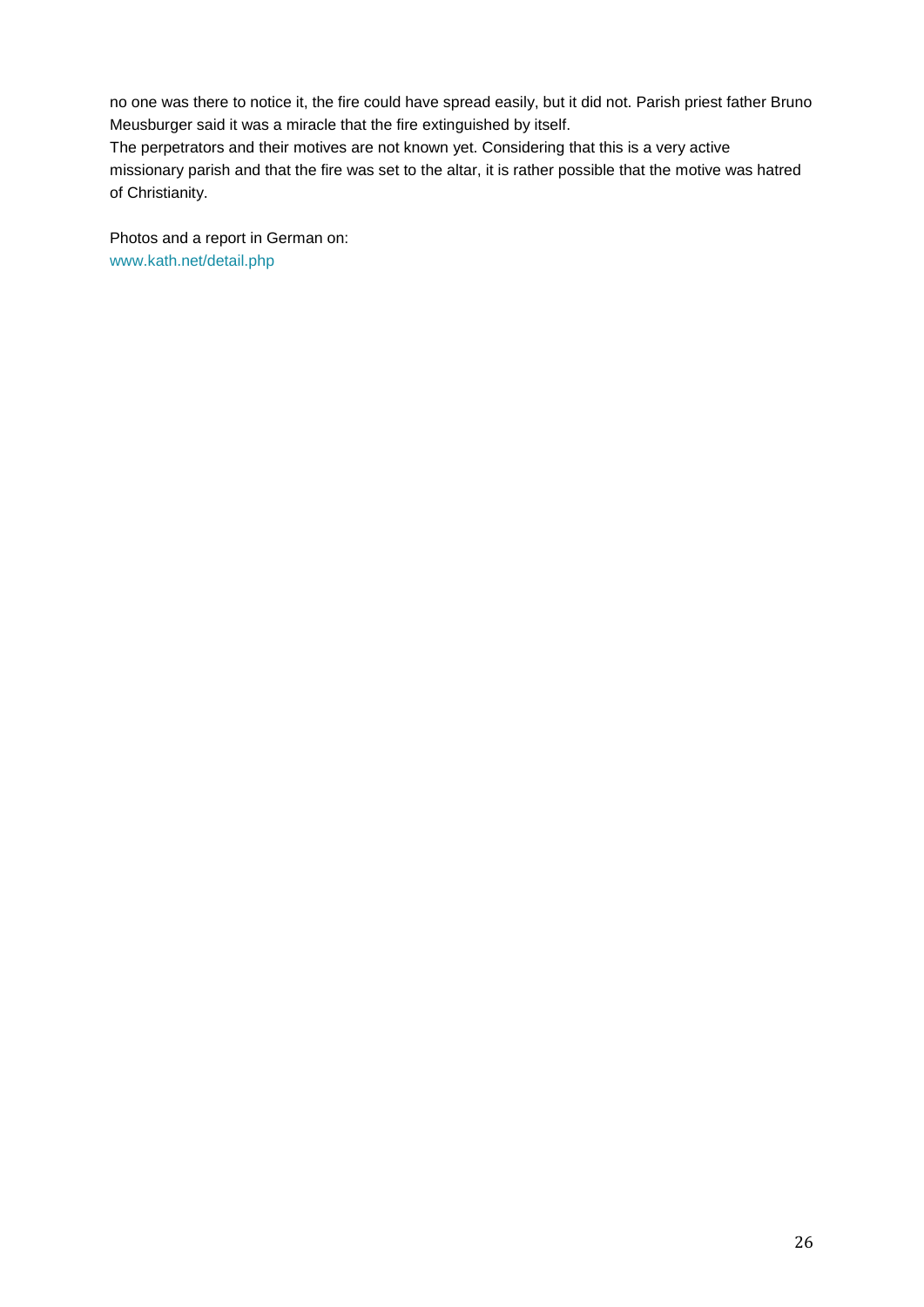no one was there to notice it, the fire could have spread easily, but it did not. Parish priest father Bruno Meusburger said it was a miracle that the fire extinguished by itself.
The perpetrators and their motives are not known yet. Considering that this is a very active missionary parish and that the fire was set to the altar, it is rather possible that the motive was hatred of Christianity.

Photos and a report in German on:
www.kath.net/detail.php